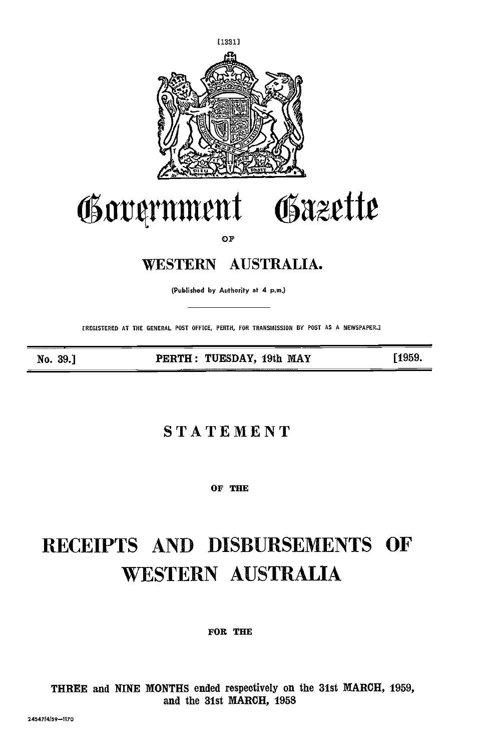# Government Gazette

OF

## WESTERN AUSTRALIA.

(Published by Authority at 4 p.m.)

[REGISTERED AT THE GENERAL POST OFFICE, PERTH, FOR TRANSMISSION BY POST AS A NEWSPAPER.]

No. 39.] PERTH: TUESDAY, 19th MAY [1959.

# STATEMENT

OF THE

# RECEIPTS AND DISBURSEMENTS OF WESTERN AUSTRALIA

FOR THE

THREE and NINE MONTHS ended respectively on the 31st MARCH, 1959, and the 31st MARCH, 1958

24547/4/59—1170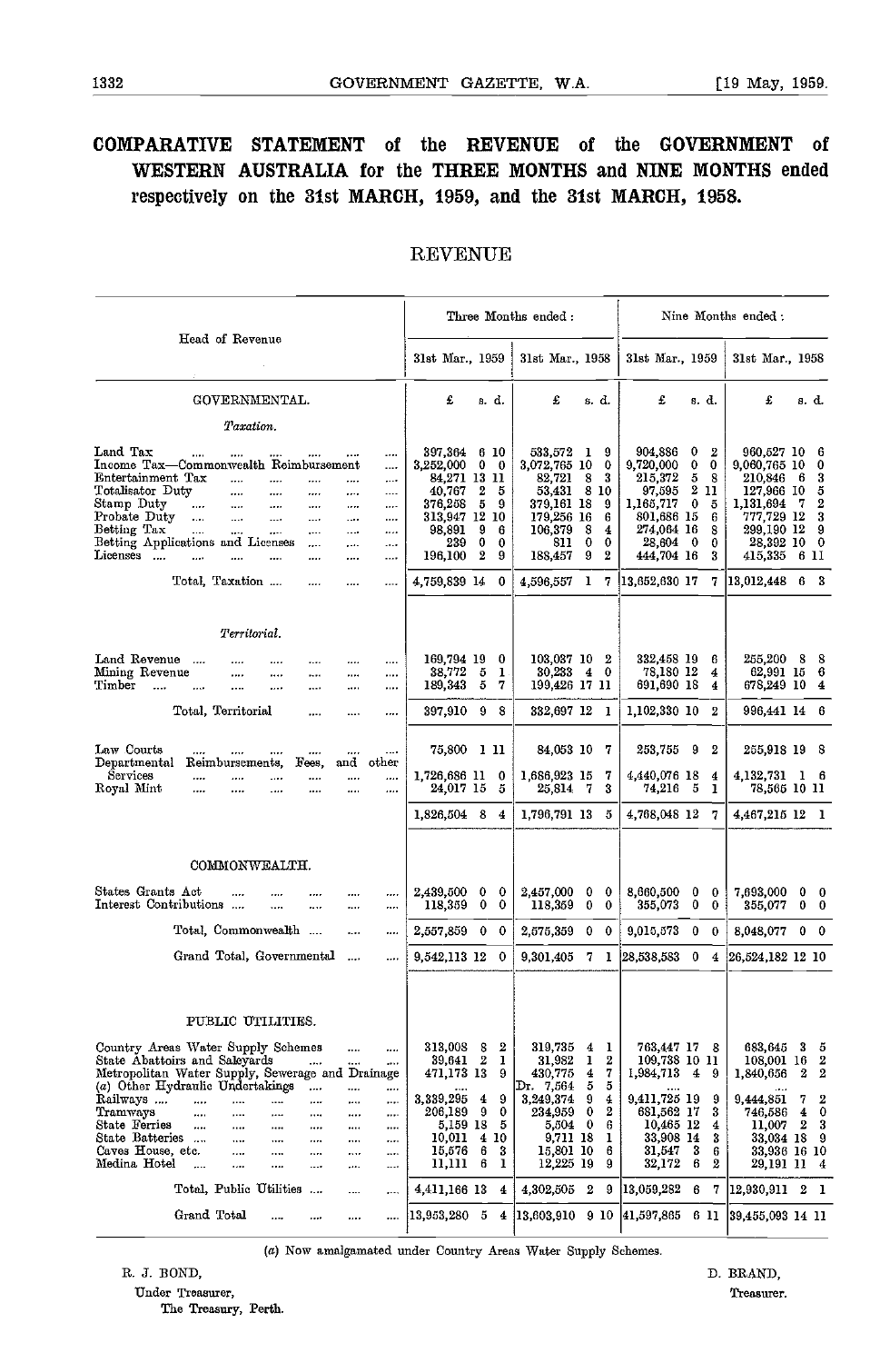# COMPARATIVE STATEMENT of the REVENUE of the GOVERNMENT of WESTERN AUSTRALIA for the THREE MONTHS and NINE MONTHS ended respectively on the 31st MARCH, 1959, and the 31st MARCH, 1958.

## REVENUE

| Head of Revenue | Three Months ended: 31st Mar., 1959 | Three Months ended: 31st Mar., 1958 | Nine Months ended: 31st Mar., 1959 | Nine Months ended: 31st Mar., 1958 |
|---|---|---|---|---|
| | £ s. d. | £ s. d. | £ s. d. | £ s. d. |
| **GOVERNMENTAL.** | | | | |
| *Taxation.* | | | | |
| Land Tax | 397,364 6 10 | 533,572 1 9 | 904,886 0 2 | 960,527 10 6 |
| Income Tax—Commonwealth Reimbursement | 3,252,000 0 0 | 3,072,765 10 0 | 9,720,000 0 0 | 9,060,765 10 0 |
| Entertainment Tax | 84,271 13 11 | 82,721 8 3 | 215,372 5 8 | 210,846 6 3 |
| Totalisator Duty | 40,767 2 5 | 53,431 8 10 | 97,595 2 11 | 127,966 10 5 |
| Stamp Duty | 376,258 5 9 | 379,161 18 9 | 1,165,717 0 5 | 1,131,694 7 2 |
| Probate Duty | 313,947 12 10 | 179,256 16 6 | 801,686 15 6 | 777,729 12 3 |
| Betting Tax | 98,891 9 6 | 106,379 8 4 | 274,064 16 8 | 299,190 12 9 |
| Betting Applications and Licenses | 239 0 0 | 811 0 0 | 28,604 0 0 | 28,392 10 0 |
| Licenses | 196,100 2 9 | 188,457 9 2 | 444,704 16 3 | 415,335 6 11 |
| Total, Taxation | 4,759,839 14 0 | 4,596,557 1 7 | 13,652,630 17 7 | 13,012,448 6 3 |
| *Territorial.* | | | | |
| Land Revenue | 169,794 19 0 | 103,037 10 2 | 332,458 19 6 | 255,200 8 8 |
| Mining Revenue | 38,772 5 1 | 30,233 4 0 | 78,180 12 4 | 62,991 15 6 |
| Timber | 189,343 5 7 | 199,426 17 11 | 691,690 18 4 | 678,249 10 4 |
| Total, Territorial | 397,910 9 8 | 332,697 12 1 | 1,102,330 10 2 | 996,441 14 6 |
| Law Courts | 75,800 1 11 | 84,053 10 7 | 253,755 9 2 | 255,918 19 8 |
| Departmental Reimbursements, Fees, and other Services | 1,726,686 11 0 | 1,686,923 15 7 | 4,440,076 18 4 | 4,132,731 1 6 |
| Royal Mint | 24,017 15 5 | 25,814 7 3 | 74,216 5 1 | 78,565 10 11 |
| | 1,826,504 8 4 | 1,796,791 13 5 | 4,768,048 12 7 | 4,467,215 12 1 |
| **COMMONWEALTH.** | | | | |
| States Grants Act | 2,439,500 0 0 | 2,457,000 0 0 | 8,660,500 0 0 | 7,693,000 0 0 |
| Interest Contributions | 118,359 0 0 | 118,359 0 0 | 355,073 0 0 | 355,077 0 0 |
| Total, Commonwealth | 2,557,859 0 0 | 2,575,359 0 0 | 9,015,573 0 0 | 8,048,077 0 0 |
| Grand Total, Governmental | 9,542,113 12 0 | 9,301,405 7 1 | 28,538,583 0 4 | 26,524,182 12 10 |
| **PUBLIC UTILITIES.** | | | | |
| Country Areas Water Supply Schemes | 313,008 8 2 | 319,735 4 1 | 763,447 17 8 | 683,645 3 5 |
| State Abattoirs and Saleyards | 39,641 2 1 | 31,982 1 2 | 109,738 10 11 | 108,001 16 2 |
| Metropolitan Water Supply, Sewerage and Drainage | 471,173 13 9 | 430,775 4 7 | 1,984,713 4 9 | 1,840,656 2 2 |
| (a) Other Hydraulic Undertakings | .... | Dr. 7,564 5 5 | .... | .... |
| Railways | 3,339,295 4 9 | 3,249,374 9 4 | 9,411,725 19 9 | 9,444,851 7 2 |
| Tramways | 206,189 9 0 | 234,959 0 2 | 681,562 17 3 | 746,586 4 0 |
| State Ferries | 5,159 18 5 | 5,504 0 6 | 10,465 12 4 | 11,007 2 3 |
| State Batteries | 10,011 4 10 | 9,711 18 1 | 33,908 14 3 | 33,084 18 9 |
| Caves House, etc. | 15,576 6 3 | 15,801 10 6 | 31,547 3 6 | 33,936 16 10 |
| Medina Hotel | 11,111 6 1 | 12,225 19 9 | 32,172 6 2 | 29,191 11 4 |
| Total, Public Utilities | 4,411,166 13 4 | 4,302,505 2 9 | 13,059,282 6 7 | 12,930,911 2 1 |
| Grand Total | 13,953,280 5 4 | 13,603,910 9 10 | 41,597,865 6 11 | 39,455,093 14 11 |

(a) Now amalgamated under Country Areas Water Supply Schemes.

R. J. BOND,
Under Treasurer,
The Treasury, Perth.

D. BRAND,
Treasurer.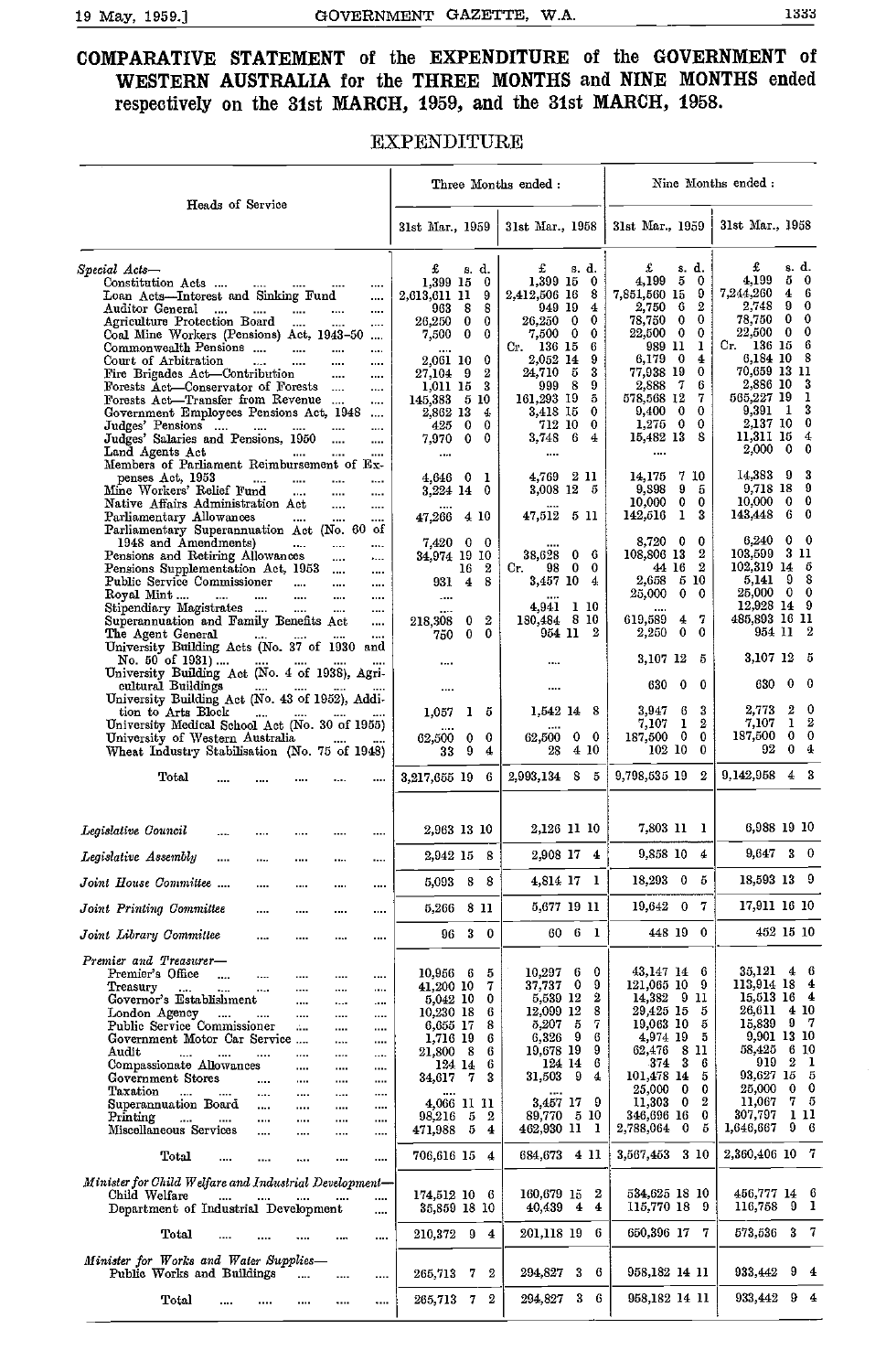# COMPARATIVE STATEMENT of the EXPENDITURE of the GOVERNMENT of WESTERN AUSTRALIA for the THREE MONTHS and NINE MONTHS ended respectively on the 31st MARCH, 1959, and the 31st MARCH, 1958.

## EXPENDITURE

| Heads of Service | Three Months ended : 31st Mar., 1959 | Three Months ended : 31st Mar., 1958 | Nine Months ended : 31st Mar., 1959 | Nine Months ended : 31st Mar., 1958 |
|---|---|---|---|---|
| | £ s. d. | £ s. d. | £ s. d. | £ s. d. |
| *Special Acts*— | | | | |
| Constitution Acts | 1,399 15 0 | 1,399 15 0 | 4,199 5 0 | 4,199 5 0 |
| Loan Acts—Interest and Sinking Fund | 2,613,611 11 9 | 2,412,506 16 8 | 7,851,560 15 9 | 7,244,260 4 6 |
| Auditor General | 963 8 8 | 949 19 4 | 2,750 6 2 | 2,748 9 0 |
| Agriculture Protection Board | 26,250 0 0 | 26,250 0 0 | 78,750 0 0 | 78,750 0 0 |
| Coal Mine Workers (Pensions) Act, 1943-50 | 7,500 0 0 | 7,500 0 0 | 22,500 0 0 | 22,500 0 0 |
| Commonwealth Pensions | .... | Cr. 136 15 6 | 989 11 1 | Cr. 136 15 6 |
| Court of Arbitration | 2,061 10 0 | 2,052 14 9 | 6,179 0 4 | 6,184 10 8 |
| Fire Brigades Act—Contribution | 27,104 9 2 | 24,710 5 3 | 77,938 19 0 | 70,659 13 11 |
| Forests Act—Conservator of Forests | 1,011 15 3 | 999 8 9 | 2,888 7 6 | 2,886 10 3 |
| Forests Act—Transfer from Revenue | 145,383 5 10 | 161,293 19 5 | 578,568 12 7 | 565,227 19 1 |
| Government Employees Pensions Act, 1948 | 2,862 13 4 | 3,418 15 0 | 9,400 0 0 | 9,391 1 3 |
| Judges' Pensions | 425 0 0 | 712 10 0 | 1,275 0 0 | 2,137 10 0 |
| Judges' Salaries and Pensions, 1950 | 7,970 0 0 | 3,748 6 4 | 15,482 13 8 | 11,311 15 4 |
| Land Agents Act | .... | .... | .... | 2,000 0 0 |
| Members of Parliament Reimbursement of Expenses Act, 1953 | 4,646 0 1 | 4,769 2 11 | 14,175 7 10 | 14,383 9 3 |
| Mine Workers' Relief Fund | 3,224 14 0 | 3,008 12 5 | 9,898 9 5 | 9,718 18 9 |
| Native Affairs Administration Act | .... | .... | 10,000 0 0 | 10,000 0 0 |
| Parliamentary Allowances | 47,266 4 10 | 47,512 5 11 | 142,516 1 3 | 143,448 6 0 |
| Parliamentary Superannuation Act (No. 60 of 1948 and Amendments) | 7,420 0 0 | .... | 8,720 0 0 | 6,240 0 0 |
| Pensions and Retiring Allowances | 34,974 19 10 | 38,628 0 6 | 108,806 13 2 | 103,599 3 11 |
| Pensions Supplementation Act, 1953 | 16 2 | Cr. 98 0 0 | 44 16 2 | 102,319 14 5 |
| Public Service Commissioner | 931 4 8 | 3,457 10 4 | 2,658 5 10 | 5,141 9 8 |
| Royal Mint | .... | .... | 25,000 0 0 | 25,000 0 0 |
| Stipendiary Magistrates | .... | 4,941 1 10 | .... | 12,928 14 9 |
| Superannuation and Family Benefits Act | 218,308 0 2 | 180,484 8 10 | 619,589 4 7 | 485,893 16 11 |
| The Agent General | 750 0 0 | 954 11 2 | 2,250 0 0 | 954 11 2 |
| University Building Acts (No. 37 of 1930 and No. 50 of 1931) | .... | .... | 3,107 12 5 | 3,107 12 5 |
| University Building Act (No. 4 of 1938), Agricultural Buildings | .... | .... | 630 0 0 | 630 0 0 |
| University Building Act (No. 43 of 1952), Addition to Arts Block | 1,057 1 5 | 1,542 14 8 | 3,947 6 3 | 2,773 2 0 |
| University Medical School Act (No. 30 of 1955) | .... | .... | 7,107 1 2 | 7,107 1 2 |
| University of Western Australia | 62,500 0 0 | 62,500 0 0 | 187,500 0 0 | 187,500 0 0 |
| Wheat Industry Stabilisation (No. 75 of 1948) | 33 9 4 | 28 4 10 | 102 10 0 | 92 0 4 |
| Total | 3,217,655 19 6 | 2,993,134 8 5 | 9,798,635 19 2 | 9,142,958 4 3 |
| *Legislative Council* | 2,963 13 10 | 2,126 11 10 | 7,803 11 1 | 6,988 19 10 |
| *Legislative Assembly* | 2,942 15 8 | 2,908 17 4 | 9,858 10 4 | 9,647 3 0 |
| *Joint House Committee* | 5,093 8 8 | 4,814 17 1 | 18,293 0 5 | 18,593 13 9 |
| *Joint Printing Committee* | 5,266 8 11 | 5,677 19 11 | 19,642 0 7 | 17,911 16 10 |
| *Joint Library Committee* | 96 3 0 | 60 6 1 | 448 19 0 | 452 15 10 |
| *Premier and Treasurer*— | | | | |
| Premier's Office | 10,956 6 5 | 10,297 6 0 | 43,147 14 6 | 35,121 4 6 |
| Treasury | 41,200 10 7 | 37,737 0 9 | 121,065 10 9 | 113,914 18 4 |
| Governor's Establishment | 5,042 10 0 | 5,530 12 2 | 14,382 9 11 | 15,513 16 4 |
| London Agency | 10,230 18 6 | 12,099 12 8 | 29,425 15 5 | 26,611 4 10 |
| Public Service Commissioner | 6,655 17 8 | 5,207 5 7 | 19,063 10 5 | 15,839 9 7 |
| Government Motor Car Service | 1,716 19 6 | 6,326 9 6 | 4,974 19 5 | 9,901 13 10 |
| Audit | 21,800 8 6 | 19,678 19 9 | 62,476 8 11 | 58,425 6 10 |
| Compassionate Allowances | 124 14 6 | 124 14 6 | 374 3 6 | 919 2 1 |
| Government Stores | 34,617 7 3 | 31,503 9 4 | 101,478 14 5 | 93,627 15 5 |
| Taxation | .... | .... | 25,000 0 0 | 25,000 0 0 |
| Superannuation Board | 4,066 11 11 | 3,457 17 9 | 11,303 0 2 | 11,067 7 5 |
| Printing | 98,216 5 2 | 89,770 5 10 | 346,696 16 0 | 307,797 1 11 |
| Miscellaneous Services | 471,988 5 4 | 462,930 11 1 | 2,788,064 0 5 | 1,646,667 9 6 |
| Total | 706,616 15 4 | 684,673 4 11 | 3,567,453 3 10 | 2,360,406 10 7 |
| *Minister for Child Welfare and Industrial Development*— | | | | |
| Child Welfare | 174,512 10 6 | 160,679 15 2 | 534,625 18 10 | 456,777 14 6 |
| Department of Industrial Development | 35,859 18 10 | 40,439 4 4 | 115,770 18 9 | 116,758 9 1 |
| Total | 210,372 9 4 | 201,118 19 6 | 650,396 17 7 | 573,536 3 7 |
| *Minister for Works and Water Supplies*— | | | | |
| Public Works and Buildings | 265,713 7 2 | 294,827 3 6 | 958,182 14 11 | 933,442 9 4 |
| Total | 265,713 7 2 | 294,827 3 6 | 958,182 14 11 | 933,442 9 4 |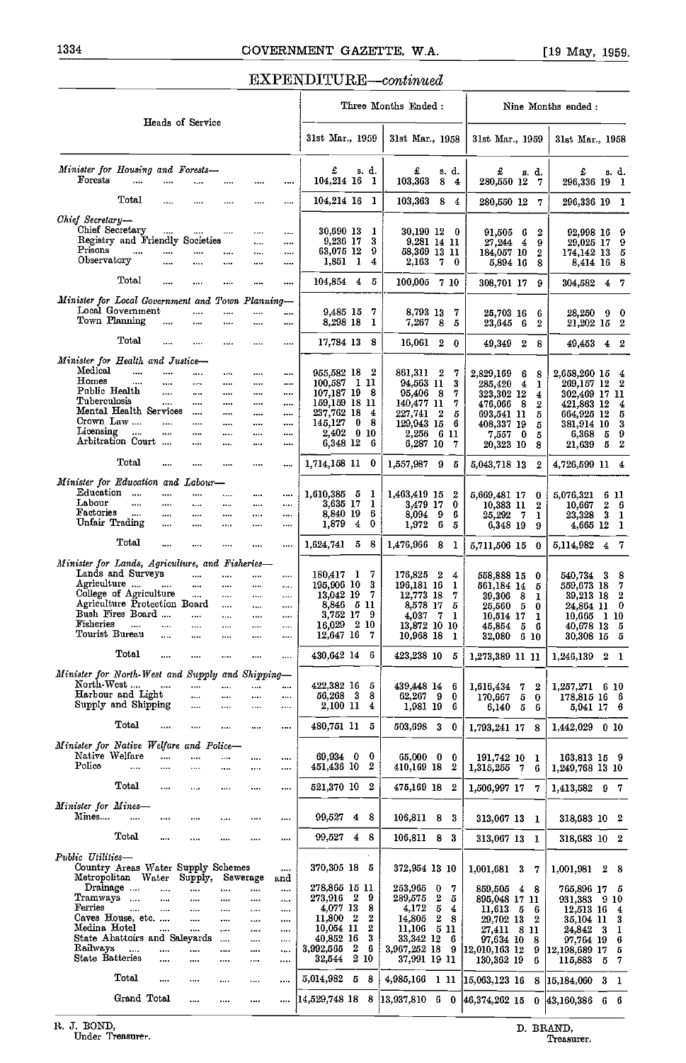## EXPENDITURE—*continued*

| Heads of Service | Three Months Ended: 31st Mar., 1959 | Three Months Ended: 31st Mar., 1958 | Nine Months ended: 31st Mar., 1959 | Nine Months ended: 31st Mar., 1958 |
|---|---|---|---|---|
| | £ s. d. | £ s. d. | £ s. d. | £ s. d. |
| *Minister for Housing and Forests—* | | | | |
| Forests | 104,214 16 1 | 103,363 8 4 | 280,550 12 7 | 296,336 19 1 |
| Total | 104,214 16 1 | 103,363 8 4 | 280,550 12 7 | 296,336 19 1 |
| *Chief Secretary—* | | | | |
| Chief Secretary | 30,690 13 1 | 30,190 12 0 | 91,505 6 2 | 92,998 16 9 |
| Registry and Friendly Societies | 9,236 17 3 | 9,281 14 11 | 27,244 4 9 | 29,025 17 9 |
| Prisons | 63,075 12 9 | 58,369 13 11 | 184,057 10 2 | 174,142 13 5 |
| Observatory | 1,851 1 4 | 2,163 7 0 | 5,894 16 8 | 8,414 16 8 |
| Total | 104,854 4 5 | 100,005 7 10 | 308,701 17 9 | 304,582 4 7 |
| *Minister for Local Government and Town Planning—* | | | | |
| Local Government | 9,485 15 7 | 8,793 13 7 | 25,703 16 6 | 28,250 9 0 |
| Town Planning | 8,298 18 1 | 7,267 8 5 | 23,645 6 2 | 21,202 15 2 |
| Total | 17,784 13 8 | 16,061 2 0 | 49,349 2 8 | 49,453 4 2 |
| *Minister for Health and Justice—* | | | | |
| Medical | 955,582 18 2 | 861,311 2 7 | 2,829,169 6 8 | 2,658,260 15 4 |
| Homes | 100,587 1 11 | 94,563 11 3 | 285,420 4 1 | 269,157 12 2 |
| Public Health | 107,187 19 8 | 95,406 8 7 | 323,302 12 4 | 302,469 17 11 |
| Tuberculosis | 159,159 18 11 | 140,477 11 7 | 476,066 8 2 | 421,863 12 4 |
| Mental Health Services | 237,762 18 4 | 227,741 2 5 | 693,541 11 5 | 664,925 12 5 |
| Crown Law | 145,127 0 8 | 120,943 15 6 | 408,337 19 5 | 381,914 10 3 |
| Licensing | 2,402 0 10 | 2,256 6 11 | 7,557 0 5 | 6,368 5 9 |
| Arbitration Court | 6,348 12 6 | 6,287 10 7 | 20,323 10 8 | 21,639 5 2 |
| Total | 1,714,158 11 0 | 1,557,987 9 5 | 5,043,718 13 2 | 4,726,599 11 4 |
| *Minister for Education and Labour—* | | | | |
| Education | 1,610,385 5 1 | 1,463,419 15 2 | 5,669,481 17 0 | 5,076,321 6 11 |
| Labour | 3,635 17 1 | 3,479 17 0 | 10,383 11 2 | 10,667 2 6 |
| Factories | 8,840 19 6 | 8,094 9 6 | 25,292 7 1 | 23,328 3 1 |
| Unfair Trading | 1,879 4 0 | 1,972 6 5 | 6,348 19 9 | 4,665 12 1 |
| Total | 1,624,741 5 8 | 1,476,966 8 1 | 5,711,506 15 0 | 5,114,982 4 7 |
| *Minister for Lands, Agriculture, and Fisheries—* | | | | |
| Lands and Surveys | 180,417 1 7 | 176,825 2 4 | 558,888 15 0 | 540,734 3 8 |
| Agriculture | 195,906 10 3 | 196,181 16 1 | 561,184 14 5 | 559,673 18 7 |
| College of Agriculture | 13,042 19 7 | 12,773 18 7 | 39,306 8 1 | 39,213 18 2 |
| Agriculture Protection Board | 8,846 5 11 | 8,578 17 5 | 25,560 5 0 | 24,864 11 0 |
| Bush Fires Board | 3,752 17 9 | 4,037 7 1 | 10,514 17 1 | 10,665 1 10 |
| Fisheries | 16,029 2 10 | 13,872 10 10 | 45,854 5 6 | 40,678 13 5 |
| Tourist Bureau | 12,647 16 7 | 10,968 18 1 | 32,080 6 10 | 30,308 15 5 |
| Total | 430,642 14 6 | 423,238 10 5 | 1,273,389 11 11 | 1,246,139 2 1 |
| *Minister for North-West and Supply and Shipping—* | | | | |
| North-West | 422,382 16 5 | 439,448 14 6 | 1,616,434 7 2 | 1,257,271 6 10 |
| Harbour and Light | 56,268 3 8 | 62,267 9 0 | 170,667 5 0 | 178,815 16 6 |
| Supply and Shipping | 2,100 11 4 | 1,981 19 6 | 6,140 5 6 | 5,941 17 6 |
| Total | 480,751 11 5 | 503,698 3 0 | 1,793,241 17 8 | 1,442,029 0 10 |
| *Minister for Native Welfare and Police—* | | | | |
| Native Welfare | 69,934 0 0 | 65,000 0 0 | 191,742 10 1 | 163,813 15 9 |
| Police | 451,436 10 2 | 410,169 18 2 | 1,315,255 7 6 | 1,249,768 13 10 |
| Total | 521,370 10 2 | 475,169 18 2 | 1,506,997 17 7 | 1,413,582 9 7 |
| *Minister for Mines—* | | | | |
| Mines | 99,527 4 8 | 106,811 8 3 | 313,067 13 1 | 318,683 10 2 |
| Total | 99,527 4 8 | 106,811 8 3 | 313,067 13 1 | 318,683 10 2 |
| *Public Utilities—* | | | | |
| Country Areas Water Supply Schemes | 370,305 18 5 | 372,954 13 10 | 1,001,681 3 7 | 1,001,981 2 8 |
| Metropolitan Water Supply, Sewerage and Drainage | 278,865 15 11 | 253,965 0 7 | 859,505 4 8 | 765,806 17 5 |
| Tramways | 273,916 2 9 | 289,575 2 5 | 895,048 17 11 | 931,383 9 10 |
| Ferries | 4,077 13 8 | 4,172 5 4 | 11,613 5 6 | 12,513 16 4 |
| Caves House, etc. | 11,800 2 2 | 14,805 2 8 | 29,702 13 2 | 35,104 11 3 |
| Medina Hotel | 10,054 11 2 | 11,106 5 11 | 27,411 8 11 | 24,842 3 1 |
| State Abattoirs and Saleyards | 40,852 16 3 | 33,342 12 6 | 97,634 10 8 | 97,764 19 6 |
| Railways | 3,992,565 2 6 | 3,967,252 18 9 | 12,010,163 12 9 | 12,198,689 17 5 |
| State Batteries | 32,544 2 10 | 37,991 19 11 | 130,362 19 6 | 115,883 5 7 |
| Total | 5,014,982 5 8 | 4,985,166 1 11 | 15,063,123 16 8 | 15,184,060 3 1 |
| Grand Total | 14,529,748 18 8 | 13,937,810 6 0 | 46,374,262 15 0 | 43,160,386 6 6 |

R. J. BOND,
Under Treasurer.

D. BRAND,
Treasurer.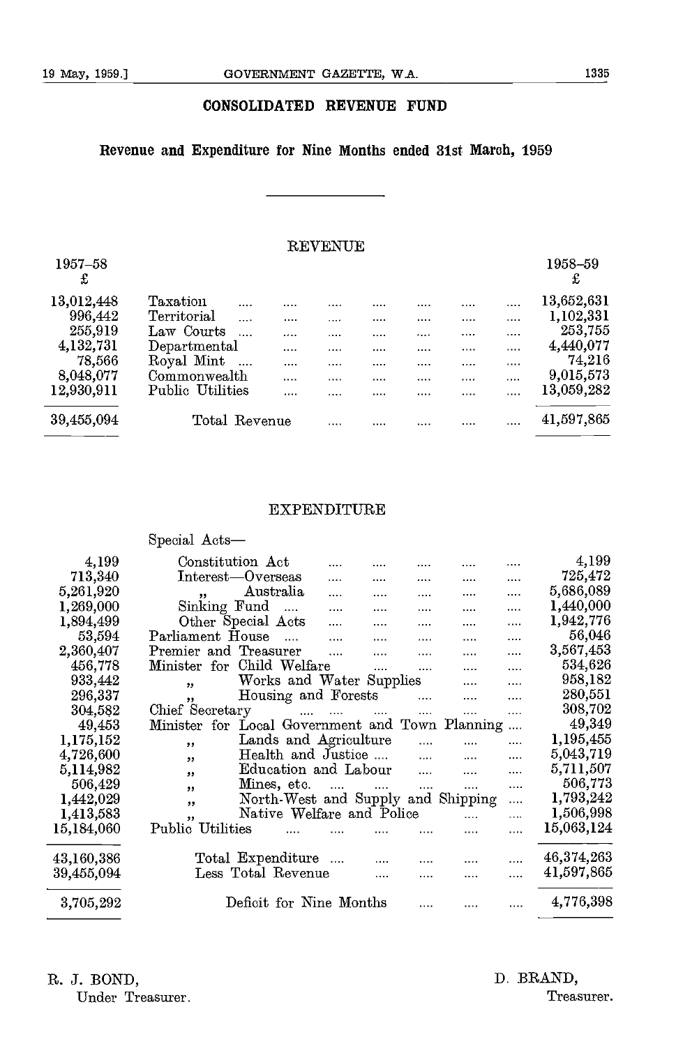## CONSOLIDATED REVENUE FUND

### Revenue and Expenditure for Nine Months ended 31st March, 1959

#### REVENUE

| 1957–58 £ | | 1958–59 £ |
|---|---|---|
| 13,012,448 | Taxation | 13,652,631 |
| 996,442 | Territorial | 1,102,331 |
| 255,919 | Law Courts | 253,755 |
| 4,132,731 | Departmental | 4,440,077 |
| 78,566 | Royal Mint | 74,216 |
| 8,048,077 | Commonwealth | 9,015,573 |
| 12,930,911 | Public Utilities | 13,059,282 |
| 39,455,094 | Total Revenue | 41,597,865 |

#### EXPENDITURE

| 1957–58 £ | | 1958–59 £ |
|---|---|---|
| | Special Acts— | |
| 4,199 | Constitution Act | 4,199 |
| 713,340 | Interest—Overseas | 725,472 |
| 5,261,920 | ,, Australia | 5,686,089 |
| 1,269,000 | Sinking Fund | 1,440,000 |
| 1,894,499 | Other Special Acts | 1,942,776 |
| 53,594 | Parliament House | 56,046 |
| 2,360,407 | Premier and Treasurer | 3,567,453 |
| 456,778 | Minister for Child Welfare | 534,626 |
| 933,442 | ,, Works and Water Supplies | 958,182 |
| 296,337 | ,, Housing and Forests | 280,551 |
| 304,582 | Chief Secretary | 308,702 |
| 49,453 | Minister for Local Government and Town Planning | 49,349 |
| 1,175,152 | ,, Lands and Agriculture | 1,195,455 |
| 4,726,600 | ,, Health and Justice | 5,043,719 |
| 5,114,982 | ,, Education and Labour | 5,711,507 |
| 506,429 | ,, Mines, etc. | 506,773 |
| 1,442,029 | ,, North-West and Supply and Shipping | 1,793,242 |
| 1,413,583 | ,, Native Welfare and Police | 1,506,998 |
| 15,184,060 | Public Utilities | 15,063,124 |
| 43,160,386 | Total Expenditure | 46,374,263 |
| 39,455,094 | Less Total Revenue | 41,597,865 |
| 3,705,292 | Deficit for Nine Months | 4,776,398 |

R. J. BOND,
Under Treasurer.

D. BRAND,
Treasurer.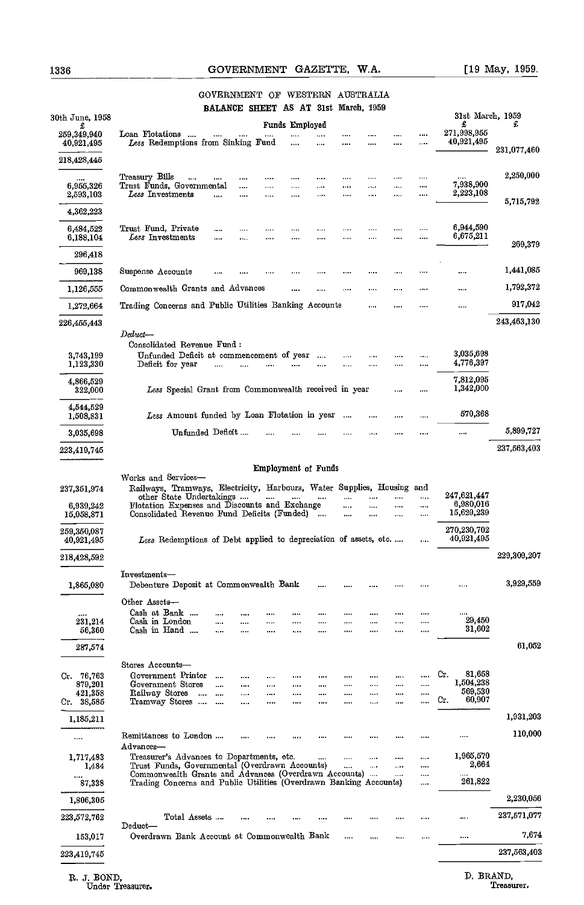# GOVERNMENT OF WESTERN AUSTRALIA

## BALANCE SHEET AS AT 31st March, 1959

| 30th June, 1958 £ | | 31st March, 1959 £ | £ |
|---|---|---|---|
| | **Funds Employed** | | |
| 259,349,940 | Loan Flotations .... | 271,998,955 | |
| 40,921,495 | *Less* Redemptions from Sinking Fund .... | 40,921,495 | |
| 218,428,445 | | | 231,077,460 |
| .... | Treasury Bills .... | .... | 2,250,000 |
| 6,955,326 | Trust Funds, Governmental .... | 7,938,900 | |
| 2,593,103 | *Less* Investments .... | 2,223,108 | |
| 4,362,223 | | | 5,715,792 |
| 6,484,522 | Trust Fund, Private .... | 6,944,590 | |
| 6,188,104 | *Less* Investments .... | 6,675,211 | |
| 296,418 | | | 269,379 |
| 969,138 | Suspense Accounts .... | .... | 1,441,085 |
| 1,126,555 | Commonwealth Grants and Advances .... | .... | 1,792,372 |
| 1,272,664 | Trading Concerns and Public Utilities Banking Accounts .... | .... | 917,042 |
| 226,455,443 | | | 243,463,130 |
| | *Deduct*— | | |
| | Consolidated Revenue Fund: | | |
| 3,743,199 | Unfunded Deficit at commencement of year .... | 3,035,698 | |
| 1,123,330 | Deficit for year .... | 4,776,397 | |
| 4,866,529 | | 7,812,095 | |
| 322,000 | *Less* Special Grant from Commonwealth received in year .... | 1,342,000 | |
| 4,544,529 | | | |
| 1,508,831 | *Less* Amount funded by Loan Flotation in year .... | 570,368 | |
| 3,035,698 | Unfunded Deficit .... | .... | 5,899,727 |
| 223,419,745 | | | 237,563,403 |
| | **Employment of Funds** | | |
| | Works and Services— | | |
| 237,351,974 | Railways, Tramways, Electricity, Harbours, Water Supplies, Housing and other State Undertakings .... | 247,621,447 | |
| 6,939,242 | Flotation Expenses and Discounts and Exchange .... | 6,980,016 | |
| 15,058,871 | Consolidated Revenue Fund Deficits (Funded) .... | 15,629,239 | |
| 259,350,087 | | 270,230,702 | |
| 40,921,495 | *Less* Redemptions of Debt applied to depreciation of assets, etc. .... | 40,921,495 | |
| 218,428,592 | | | 229,309,207 |
| | Investments— | | |
| 1,865,080 | Debenture Deposit at Commonwealth Bank .... | .... | 3,929,559 |
| | Other Assets— | | |
| .... | Cash at Bank .... | .... | |
| 231,214 | Cash in London .... | 29,450 | |
| 56,360 | Cash in Hand .... | 31,602 | |
| 287,574 | | | 61,052 |
| | Stores Accounts— | | |
| Cr. 76,763 | Government Printer .... | Cr. 81,658 | |
| 879,201 | Government Stores .... | 1,504,238 | |
| 421,358 | Railway Stores .... | 569,530 | |
| Cr. 38,585 | Tramway Stores .... | Cr. 60,907 | |
| 1,185,211 | | | 1,931,203 |
| .... | Remittances to London .... | .... | 110,000 |
| | Advances— | | |
| 1,717,483 | Treasurer's Advances to Departments, etc. .... | 1,965,570 | |
| 1,484 | Trust Funds, Governmental (Overdrawn Accounts) .... | 2,664 | |
| .... | Commonwealth Grants and Advances (Overdrawn Accounts) .... | .... | |
| 87,338 | Trading Concerns and Public Utilities (Overdrawn Banking Accounts) .... | 261,822 | |
| 1,806,305 | | | 2,230,056 |
| 223,572,762 | Total Assets .... | .... | 237,571,077 |
| | Deduct— | | |
| 153,017 | Overdrawn Bank Account at Commonwealth Bank .... | .... | 7,674 |
| 223,419,745 | | | 237,563,403 |

R. J. BOND,
Under Treasurer.

D. BRAND,
Treasurer.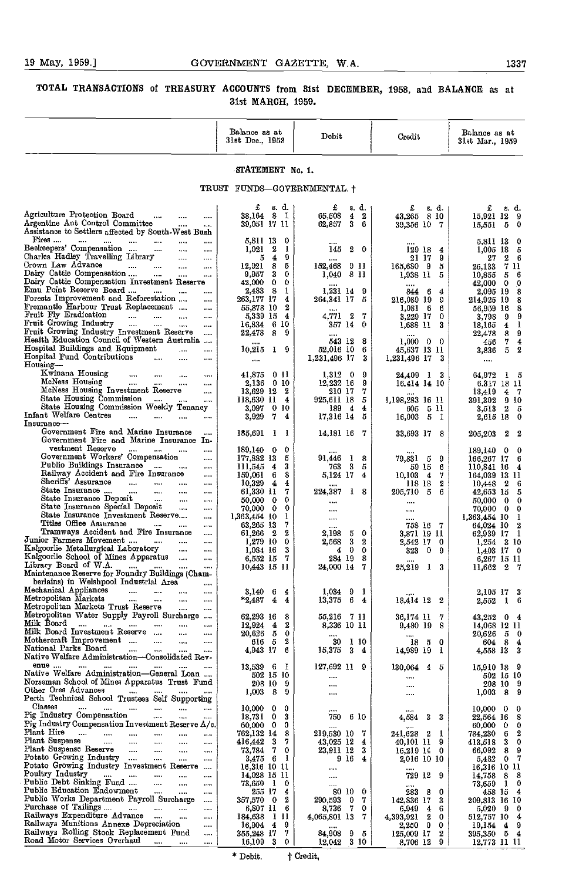## TOTAL TRANSACTIONS of TREASURY ACCOUNTS from 31st DECEMBER, 1958, and BALANCE as at 31st MARCH, 1959.

### STATEMENT No. 1.

#### TRUST FUNDS—GOVERNMENTAL. †

| | Balance as at 31st Dec., 1958 | Debit | Credit | Balance as at 31st Mar., 1959 |
|---|---|---|---|---|
| | £ s. d. | £ s. d. | £ s. d. | £ s. d. |
| Agriculture Protection Board | 38,164 8 1 | 65,508 4 2 | 43,265 8 10 | 15,921 12 9 |
| Argentine Ant Control Committee | 39,051 17 11 | 62,857 3 6 | 39,356 10 7 | 15,551 5 0 |
| Assistance to Settlers affected by South-West Bush Fires | 5,811 13 0 | .... | .... | 5,811 13 0 |
| Beekeepers' Compensation | 1,021 2 1 | 145 2 0 | 129 18 4 | 1,005 18 5 |
| Charles Hadley Travelling Library | 5 4 9 | .... | 21 17 9 | 27 2 6 |
| Crown Law Advance | 12,921 8 5 | 152,468 9 11 | 165,680 9 5 | 26,133 7 11 |
| Dairy Cattle Compensation | 9,957 3 0 | 1,040 8 11 | 1,938 11 5 | 10,855 5 6 |
| Dairy Cattle Compensation Investment Reserve | 42,000 0 0 | .... | .... | 42,000 0 0 |
| Emu Point Reserve Board | 2,483 8 1 | 1,231 14 9 | 844 6 4 | 2,095 19 8 |
| Forests Improvement and Reforestation | 263,177 17 4 | 264,341 17 5 | 216,089 19 9 | 214,925 19 8 |
| Fremantle Harbour Trust Replacement | 55,878 10 2 | .... | 1,081 6 6 | 56,959 16 8 |
| Fruit Fly Eradication | 5,339 15 4 | 4,771 2 7 | 3,229 17 0 | 3,798 9 9 |
| Fruit Growing Industry | 16,834 6 10 | 357 14 0 | 1,688 11 3 | 18,165 4 1 |
| Fruit Growing Industry Investment Reserve | 22,478 8 9 | .... | .... | 22,478 8 9 |
| Health Education Council of Western Australia | .... | 543 12 8 | 1,000 0 0 | 456 7 4 |
| Hospital Buildings and Equipment | 10,215 1 9 | 52,016 10 6 | 45,637 13 11 | 3,836 5 2 |
| Hospital Fund Contributions | .... | 1,231,496 17 3 | 1,231,496 17 3 | .... |
| Housing— | | | | |
| Kwinana Housing | 41,875 0 11 | 1,312 0 9 | 24,409 1 3 | 64,972 1 5 |
| McNess Housing | 2,136 0 10 | 12,232 16 9 | 16,414 14 10 | 6,317 18 11 |
| McNess Housing Investment Reserve | 13,629 12 2 | 210 17 7 | .... | 13,419 4 7 |
| State Housing Commission | 118,630 11 4 | 925,611 18 5 | 1,198,283 16 11 | 391,302 9 10 |
| State Housing Commission Weekly Tenancy | 3,097 0 10 | 189 4 4 | 605 5 11 | 3,513 2 5 |
| Infant Welfare Centres | 3,929 7 4 | 17,316 14 5 | 16,003 5 1 | 2,615 18 0 |
| Insurance— | | | | |
| Government Fire and Marine Insurance | 185,691 1 1 | 14,181 16 7 | 33,693 17 8 | 205,203 2 2 |
| Government Fire and Marine Insurance Investment Reserve | 189,140 0 0 | .... | .... | 189,140 0 0 |
| Government Workers' Compensation | 177,882 13 5 | 91,446 1 8 | 79,831 5 9 | 166,267 17 6 |
| Public Buildings Insurance | 111,545 4 3 | 763 3 5 | 59 15 6 | 110,841 16 4 |
| Railway Accident and Fire Insurance | 159,061 6 8 | 5,124 17 4 | 10,103 4 7 | 164,039 13 11 |
| Sheriffs' Assurance | 10,329 4 4 | .... | 118 18 2 | 10,448 2 6 |
| State Insurance | 61,330 11 7 | 224,387 1 8 | 205,710 5 6 | 42,653 15 5 |
| State Insurance Deposit | 50,000 0 0 | .... | .... | 50,000 0 0 |
| State Insurance Special Deposit | 70,000 0 0 | .... | .... | 70,000 0 0 |
| State Insurance Investment Reserve | 1,363,454 10 1 | .... | .... | 1,363,454 10 1 |
| Titles Office Assurance | 63,265 13 7 | .... | 758 16 7 | 64,024 10 2 |
| Tramways Accident and Fire Insurance | 61,266 2 2 | 2,198 5 0 | 3,871 19 11 | 62,939 17 1 |
| Junior Farmers Movement | 1,279 10 0 | 2,568 3 2 | 2,542 17 0 | 1,254 3 10 |
| Kalgoorlie Metallurgical Laboratory | 1,084 16 3 | 4 0 0 | 323 0 9 | 1,403 17 0 |
| Kalgoorlie School of Mines Apparatus | 6,552 15 7 | 284 19 8 | .... | 6,267 15 11 |
| Library Board of W.A. | 10,443 15 11 | 24,000 14 7 | 25,219 1 3 | 11,662 2 7 |
| Maintenance Reserve for Foundry Buildings (Chamberlains) in Welshpool Industrial Area | .... | | | |
| Mechanical Appliances | 3,140 6 4 | 1,034 9 1 | .... | 2,105 17 3 |
| Metropolitan Markets | *2,487 4 4 | 13,375 6 4 | 18,414 12 2 | 2,552 1 6 |
| Metropolitan Markets Trust Reserve | .... | | | |
| Metropolitan Water Supply Payroll Surcharge | 62,293 16 8 | 55,216 7 11 | 36,174 11 7 | 43,252 0 4 |
| Milk Board | 12,924 4 2 | 8,336 10 11 | 9,480 19 8 | 14,068 12 11 |
| Milk Board Investment Reserve | 20,626 5 0 | .... | .... | 20,626 5 0 |
| Mothercraft Improvement | 616 5 2 | 30 1 10 | 18 5 0 | 604 8 4 |
| National Parks Board | 4,943 17 6 | 15,375 3 4 | 14,989 19 1 | 4,558 13 3 |
| Native Welfare Administration—Consolidated Revenue | 13,539 6 1 | 127,692 11 9 | 130,064 4 5 | 15,910 18 9 |
| Native Welfare Administration—General Loan | 502 15 10 | .... | .... | 502 15 10 |
| Norseman School of Mines Apparatus Trust Fund | 208 10 9 | .... | .... | 208 10 9 |
| Other Ores Advances | 1,003 8 9 | .... | .... | 1,003 8 9 |
| Perth Technical School Trustees Self Supporting Classes | 10,000 0 0 | .... | .... | 10,000 0 0 |
| Pig Industry Compensation | 18,731 0 3 | 750 6 10 | 4,584 3 3 | 22,564 16 8 |
| Pig Industry Compensation Investment Reserve A/c. | 60,000 0 0 | .... | .... | 60,000 0 0 |
| Plant Hire | 762,132 14 8 | 219,530 10 7 | 241,628 2 1 | 784,230 6 2 |
| Plant Suspense | 416,442 3 7 | 43,025 12 4 | 40,101 11 9 | 413,518 3 0 |
| Plant Suspense Reserve | 73,784 7 0 | 23,911 12 3 | 16,219 14 0 | 66,092 8 9 |
| Potato Growing Industry | 3,475 6 1 | 9 16 4 | 2,016 10 10 | 5,482 0 7 |
| Potato Growing Industry Investment Reserve | 16,316 10 11 | .... | .... | 16,316 10 11 |
| Poultry Industry | 14,028 15 11 | .... | 729 12 9 | 14,758 8 8 |
| Public Debt Sinking Fund | 73,659 1 0 | .... | .... | 73,659 1 0 |
| Public Education Endowment | 255 17 4 | 80 10 0 | 283 8 0 | 458 15 4 |
| Public Works Department Payroll Surcharge | 357,570 0 2 | 290,593 0 7 | 142,836 17 3 | 209,813 16 10 |
| Purchase of Tailings | 6,807 11 6 | 8,736 7 0 | 6,949 4 6 | 5,020 9 0 |
| Railways Expenditure Advance | 184,638 1 11 | 4,065,801 13 7 | 4,393,921 2 0 | 512,757 10 4 |
| Railways Munitions Annexe Depreciation | 16,904 4 9 | .... | 2,250 0 0 | 19,154 4 9 |
| Railways Rolling Stock Replacement Fund | 355,248 17 7 | 84,908 9 5 | 125,009 17 2 | 395,350 5 4 |
| Road Motor Services Overhaul | 16,109 3 0 | 12,042 3 10 | 8,706 12 9 | 12,773 11 11 |

\* Debit. † Credit.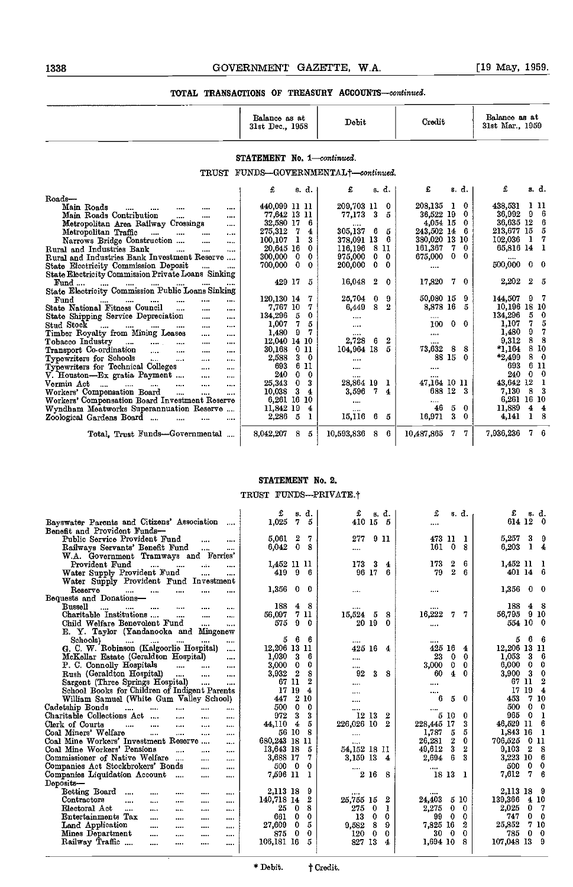## TOTAL TRANSACTIONS OF TREASURY ACCOUNTS—*continued.*

### STATEMENT No. 1—*continued.*

#### TRUST FUNDS—GOVERNMENTAL†—*continued.*

| | Balance as at 31st Dec., 1958 | Debit | Credit | Balance as at 31st Mar., 1959 |
|---|---|---|---|---|
| | £ s. d. | £ s. d. | £ s. d. | £ s. d. |
| Roads— | | | | |
| Main Roads | 440,099 11 11 | 209,703 11 0 | 208,135 1 0 | 438,531 1 11 |
| Main Roads Contribution | 77,642 13 11 | 77,173 3 5 | 36,522 19 0 | 36,992 9 6 |
| Metropolitan Area Railway Crossings | 32,580 17 6 | .... | 4,054 15 0 | 36,635 12 6 |
| Metropolitan Traffic | 275,312 7 4 | 305,137 6 5 | 243,502 14 6 | 213,677 15 5 |
| Narrows Bridge Construction | 100,107 1 3 | 378,091 13 6 | 380,020 13 10 | 102,036 1 7 |
| Rural and Industries Bank | 20,645 16 0 | 116,196 8 11 | 161,367 7 0 | 65,816 14 1 |
| Rural and Industries Bank Investment Reserve | 300,000 0 0 | 975,000 0 0 | 675,000 0 0 | .... |
| State Electricity Commission Deposit | 700,000 0 0 | 200,000 0 0 | .... | 500,000 0 0 |
| State Electricity Commission Private Loans Sinking Fund | 429 17 5 | 16,048 2 0 | 17,820 7 0 | 2,202 2 5 |
| State Electricity Commission Public Loans Sinking Fund | 120,130 14 7 | 25,704 0 9 | 50,080 15 9 | 144,507 9 7 |
| State National Fitness Council | 7,767 10 7 | 6,449 8 2 | 8,878 16 5 | 10,196 18 10 |
| State Shipping Service Depreciation | 134,296 5 0 | .... | .... | 134,296 5 0 |
| Stud Stock | 1,007 7 5 | .... | 100 0 0 | 1,107 7 5 |
| Timber Royalty from Mining Leases | 1,480 9 7 | .... | .... | 1,480 9 7 |
| Tobacco Industry | 12,040 14 10 | 2,728 6 2 | .... | 9,312 8 8 |
| Transport Co-ordination | 30,168 0 11 | 104,964 18 5 | 73,632 8 8 | *1,164 8 10 |
| Typewriters for Schools | 2,588 3 0 | .... | 88 15 0 | *2,499 8 0 |
| Typewriters for Technical Colleges | 693 6 11 | .... | .... | 693 6 11 |
| V. Houston—Ex gratia Payment | 240 0 0 | .... | .... | 240 0 0 |
| Vermin Act | 25,343 0 3 | 28,864 19 1 | 47,164 10 11 | 43,642 12 1 |
| Workers' Compensation Board | 10,038 3 4 | 3,596 7 4 | 688 12 3 | 7,130 8 3 |
| Workers' Compensation Board Investment Reserve | 6,261 16 10 | .... | .... | 6,261 16 10 |
| Wyndham Meatworks Superannuation Reserve | 11,842 19 4 | .... | 46 5 0 | 11,889 4 4 |
| Zoological Gardens Board | 2,286 5 1 | 15,116 6 5 | 16,971 3 0 | 4,141 1 8 |
| Total, Trust Funds—Governmental | 8,042,207 8 5 | 10,593,836 8 6 | 10,487,865 7 7 | 7,936,236 7 6 |

### STATEMENT No. 2.

#### TRUST FUNDS—PRIVATE.†

| | Balance as at 31st Dec., 1958 | Debit | Credit | Balance as at 31st Mar., 1959 |
|---|---|---|---|---|
| | £ s. d. | £ s. d. | £ s. d. | £ s. d. |
| Bayswater Parents and Citizens' Association | 1,025 7 5 | 410 15 5 | .... | 614 12 0 |
| Benefit and Provident Funds— | | | | |
| Public Service Provident Fund | 5,061 2 7 | 277 9 11 | 473 11 1 | 5,257 3 9 |
| Railways Servants' Benefit Fund | 6,042 0 8 | .... | 161 0 8 | 6,203 1 4 |
| W.A. Government Tramways and Ferries' Provident Fund | 1,452 11 11 | 173 3 4 | 173 2 6 | 1,452 11 1 |
| Water Supply Provident Fund | 419 9 6 | 96 17 6 | 79 2 6 | 401 14 6 |
| Water Supply Provident Fund Investment Reserve | 1,356 0 0 | .... | .... | 1,356 0 0 |
| Bequests and Donations— | | | | |
| Bussell | 188 4 8 | .... | .... | 188 4 8 |
| Charitable Institutions | 56,097 7 11 | 15,524 5 8 | 16,222 7 7 | 56,795 9 10 |
| Child Welfare Benevolent Fund | 575 9 0 | 20 19 0 | .... | 554 10 0 |
| E. Y. Taylor (Yandanooka and Mingenew Schools) | 5 6 6 | .... | .... | 5 6 6 |
| G. C. W. Robinson (Kalgoorlie Hospital) | 12,206 13 11 | 425 16 4 | 425 16 4 | 12,206 13 11 |
| McKellar Estate (Geraldton Hospital) | 1,030 3 6 | .... | 23 0 0 | 1,053 3 6 |
| P. C. Connolly Hospitals | 3,000 0 0 | .... | 3,000 0 0 | 6,000 0 0 |
| Rush (Geraldton Hospital) | 3,932 2 8 | 92 3 8 | 60 4 0 | 3,900 3 0 |
| Sargent (Three Springs Hospital) | 67 11 2 | .... | .... | 67 11 2 |
| School Books for Children of Indigent Parents | 17 19 4 | .... | .... | 17 19 4 |
| William Samuel (White Gum Valley School) | 447 2 10 | .... | 6 5 0 | 453 7 10 |
| Cadetship Bonds | 500 0 0 | .... | .... | 500 0 0 |
| Charitable Collections Act | 972 3 3 | 12 13 2 | 5 10 0 | 965 0 1 |
| Clerk of Courts | 44,110 4 5 | 226,026 10 2 | 228,445 17 3 | 46,529 11 6 |
| Coal Miners' Welfare | 56 10 8 | .... | 1,787 5 5 | 1,843 16 1 |
| Coal Mine Workers' Investment Reserve | 680,243 18 11 | .... | 26,281 2 0 | 706,525 0 11 |
| Coal Mine Workers' Pensions | 13,643 18 5 | 54,152 18 11 | 49,612 3 2 | 9,103 2 8 |
| Commissioner of Native Welfare | 3,688 17 7 | 3,159 13 4 | 2,694 6 3 | 3,223 10 6 |
| Companies Act Stockbrokers' Bonds | 500 0 0 | .... | .... | 500 0 0 |
| Companies Liquidation Account | 7,596 11 1 | 2 16 8 | 18 13 1 | 7,612 7 6 |
| Deposits— | | | | |
| Betting Board | 2,113 18 9 | .... | .... | 2,113 18 9 |
| Contractors | 140,718 14 2 | 25,755 15 2 | 24,403 5 10 | 139,366 4 10 |
| Electoral Act | 25 0 8 | 275 0 1 | 2,275 0 0 | 2,025 0 7 |
| Entertainments Tax | 661 0 0 | 13 0 0 | 99 0 0 | 747 0 0 |
| Land Application | 27,609 0 5 | 9,582 8 9 | 7,825 16 2 | 25,852 7 10 |
| Mines Department | 875 0 0 | 120 0 0 | 30 0 0 | 785 0 0 |
| Railway Traffic | 106,181 16 5 | 827 13 4 | 1,694 10 8 | 107,048 13 9 |

\* Debit. † Credit.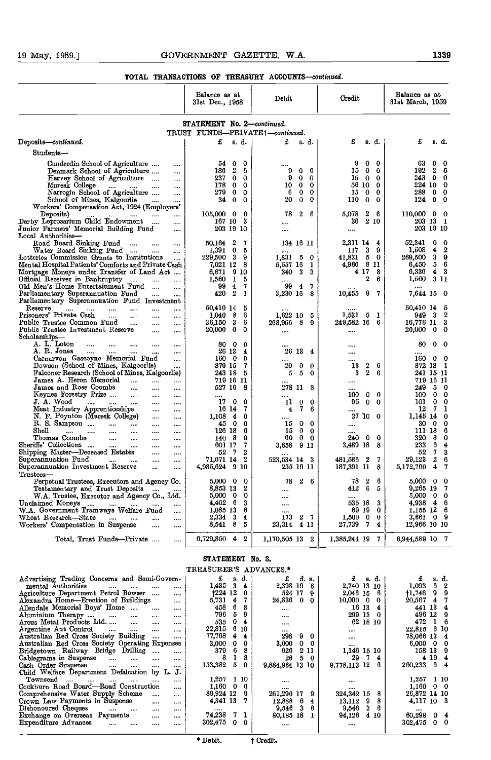## TOTAL TRANSACTIONS OF TREASURY ACCOUNTS—*continued*.

| | Balance as at 31st Dec., 1958 | Debit | Credit | Balance as at 31st March, 1959 |
|---|---|---|---|---|
| **STATEMENT No. 2—*continued*.** | | | | |
| TRUST FUNDS—PRIVATE†—*continued*. | | | | |
| Deposits—*continued*. | £ s. d. | £ s. d. | £ s. d. | £ s. d. |
| Students— | | | | |
| Cunderdin School of Agriculture | 54 0 0 | .... | 9 0 0 | 63 0 0 |
| Denmark School of Agriculture | 186 2 6 | 9 0 0 | 15 0 0 | 192 2 6 |
| Harvey School of Agriculture | 237 0 0 | 9 0 0 | 15 0 0 | 243 0 0 |
| Muresk College | 178 0 0 | 10 0 0 | 56 10 0 | 224 10 0 |
| Narrogin School of Agriculture | 279 0 0 | 6 0 0 | 15 0 0 | 288 0 0 |
| School of Mines, Kalgoorlie | 34 0 0 | 20 0 0 | 110 0 0 | 124 0 0 |
| Workers' Compensation Act, 1924 (Employers' Deposits) | 105,000 0 0 | 78 2 6 | 5,078 2 6 | 110,000 0 0 |
| Derby Leprosarium Child Endowment | 167 10 3 | .... | 36 2 10 | 203 13 1 |
| Junior Farmers' Memorial Building Fund | 203 19 10 | .... | .... | 203 19 10 |
| Local Authorities— | | | | |
| Road Board Sinking Fund | 50,164 2 7 | 134 16 11 | 2,311 14 4 | 52,341 0 0 |
| Water Board Sinking Fund | 1,391 0 5 | .... | 117 3 9 | 1,508 4 2 |
| Lotteries Commission Grants to Institutions | 229,500 3 9 | 1,831 5 0 | 41,831 5 0 | 269,500 3 9 |
| Mental Hospital Patients' Comforts and Private Cash | 7,021 12 8 | 5,557 16 1 | 4,986 8 11 | 6,450 5 6 |
| Mortgage Moneys under Transfer of Land Act | 6,671 9 10 | 340 3 3 | 4 17 8 | 6,336 4 3 |
| Official Receiver in Bankruptcy | 1,560 1 5 | .... | 2 6 | 1,560 3 11 |
| Old Men's Home Entertainment Fund | 99 4 7 | 99 4 7 | .... | .... |
| Parliamentary Superannuation Fund | 420 2 1 | 3,230 16 8 | 10,455 9 7 | 7,644 15 0 |
| Parliamentary Superannuation Fund Investment Reserve | 50,410 14 5 | .... | .... | 50,410 14 5 |
| Prisoners' Private Cash | 1,040 8 6 | 1,622 10 5 | 1,531 5 1 | 949 3 2 |
| Public Trustee Common Fund | 36,150 3 6 | 268,956 8 9 | 249,582 16 6 | 16,776 11 3 |
| Public Trustee Investment Reserve | 20,000 0 0 | .... | .... | 20,000 0 0 |
| Scholarships— | | | | |
| A. L. Loton | 80 0 0 | .... | .... | 80 0 0 |
| A. R. Jones | 26 13 4 | 26 13 4 | .... | .... |
| Carnarvon Gascoyne Memorial Fund | 160 0 0 | .... | .... | 160 0 0 |
| Dowson (School of Mines, Kalgoorlie) | 879 15 7 | 20 0 0 | 13 2 6 | 872 18 1 |
| Falconer Research (School of Mines, Kalgoorlie) | 243 18 5 | 5 5 0 | 3 2 6 | 241 15 11 |
| James A. Heron Memorial | 719 16 11 | .... | .... | 719 16 11 |
| James and Rose Coombs | 527 16 8 | 278 11 8 | .... | 249 5 0 |
| Keynes Forestry Prize | .... | .... | 100 0 0 | 100 0 0 |
| J. A. Wood | 17 0 0 | 11 0 0 | 95 0 0 | 101 0 0 |
| Meat Industry Apprenticeships | 16 14 7 | 4 7 6 | .... | 12 7 1 |
| N. F. Poynton (Muresk College) | 1,108 4 0 | .... | 37 10 0 | 1,145 14 0 |
| R. S. Sampson | 45 0 0 | 15 0 0 | .... | 30 0 0 |
| Shell | 126 18 6 | 15 0 0 | .... | 111 18 6 |
| Thomas Coombe | 140 8 0 | 60 0 0 | 240 0 0 | 320 8 0 |
| Sheriffs' Collections | 601 17 7 | 3,858 9 11 | 3,489 18 8 | 233 6 4 |
| Shipping Master—Deceased Estates | 52 7 3 | .... | .... | 52 7 3 |
| Superannuation Fund | 71,071 14 2 | 523,534 14 3 | 481,586 2 7 | 29,123 2 6 |
| Superannuation Investment Reserve | 4,985,624 9 10 | 255 16 11 | 187,391 11 8 | 5,172,760 4 7 |
| Trustees— | | | | |
| Perpetual Trustees, Executors and Agency Co. | 5,000 0 0 | 78 2 6 | 78 2 6 | 5,000 0 0 |
| Testamentary and Trust Deposits | 8,853 13 2 | .... | 412 6 5 | 9,265 19 7 |
| W.A. Trustee, Executor and Agency Co., Ltd. | 5,000 0 0 | .... | .... | 5,000 0 0 |
| Unclaimed Moneys | 4,402 6 3 | .... | 535 18 3 | 4,938 4 6 |
| W.A. Government Tramways Welfare Fund | 1,085 13 6 | .... | 69 19 0 | 1,155 12 6 |
| Wheat Research—State | 2,334 3 4 | 173 2 7 | 1,500 0 0 | 3,661 0 9 |
| Workers' Compensation in Suspense | 8,541 8 5 | 23,314 4 11 | 27,739 7 4 | 12,966 10 10 |
| Total, Trust Funds—Private | 6,729,850 4 2 | 1,170,505 13 2 | 1,385,244 19 7 | 6,944,589 10 7 |

## STATEMENT No. 3.

TREASURER'S ADVANCES.*

| | Balance as at 31st Dec., 1958 | Debit | Credit | Balance as at 31st March, 1959 |
|---|---|---|---|---|
| | £ s. d. | £ d. s. | £ s. d. | £ s. d. |
| Advertising Trading Concerns and Semi-Governmental Authorities | 1,435 3 4 | 2,398 16 8 | 2,740 13 10 | 1,093 6 2 |
| Agriculture Department Petrol Bowser | †224 12 0 | 524 17 9 | 2,046 15 6 | †1,746 9 9 |
| Alexandra Home—Erection of Buildings | 5,731 4 7 | 24,836 0 0 | 10,000 0 0 | 20,567 4 7 |
| Allendale Memorial Boys' Home | 458 6 8 | .... | 16 13 4 | 441 13 4 |
| Aluminium Therapy | 796 5 9 | .... | 299 13 0 | 496 12 9 |
| Arcus Metal Products Ltd. | 535 0 4 | .... | 62 18 10 | 472 1 6 |
| Argentine Ant Control | 22,815 6 10 | .... | .... | 22,815 6 10 |
| Australian Red Cross Society Building | 77,768 4 4 | 298 9 0 | .... | 78,066 13 4 |
| Australian Red Cross Society Operating Expenses | 3,000 0 0 | 3,000 0 0 | .... | 6,000 0 0 |
| Bridgetown Railway Bridge Drilling | 379 6 8 | 926 2 11 | 1,146 15 10 | 158 13 9 |
| Cablegrams in Suspense | 8 1 8 | 26 5 0 | 29 7 4 | 4 19 4 |
| Cash Order Suspense | 153,382 5 0 | 9,884,964 13 10 | 9,778,113 12 6 | 260,233 6 4 |
| Child Welfare Department Defalcation by L. J. Townsend | 1,257 1 10 | .... | .... | 1,257 1 10 |
| Cockburn Road Board—Road Construction | 1,160 0 0 | .... | .... | 1,160 0 0 |
| Comprehensive Water Supply Scheme | 89,924 12 9 | 261,290 17 9 | 324,342 15 8 | 26,872 14 10 |
| Crown Law Payments in Suspense | 4,341 13 7 | 12,888 6 4 | 13,112 9 8 | 4,117 10 3 |
| Dishonoured Cheques | .... | 9,546 3 6 | 9,546 3 6 | .... |
| Exchange on Overseas Payments | 74,238 7 1 | 80,185 18 1 | 94,126 4 10 | 60,298 0 4 |
| Expenditure Advances | 302,475 0 0 | .... | .... | 302,475 0 0 |

\* Debit. † Credit.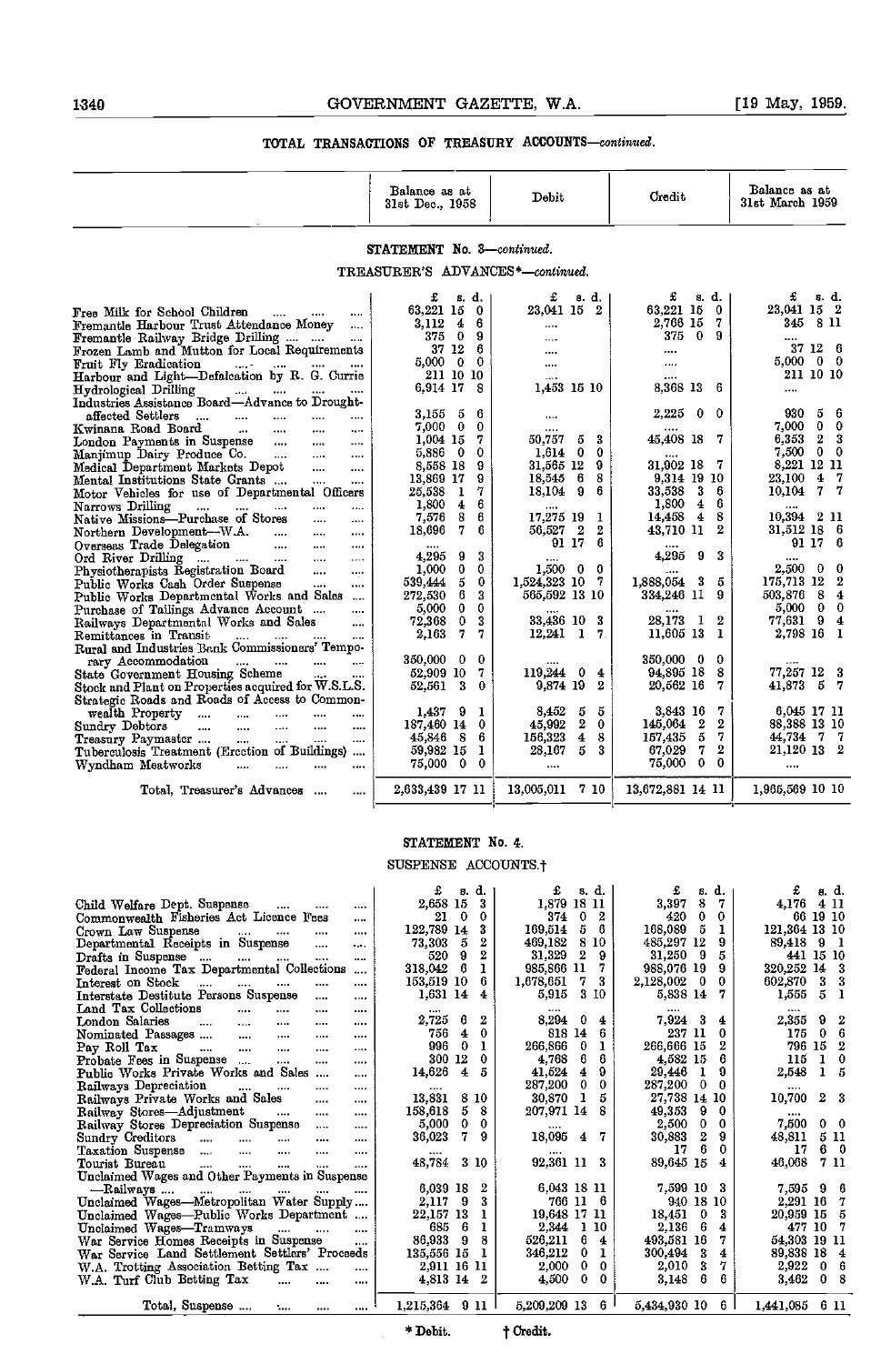## TOTAL TRANSACTIONS OF TREASURY ACCOUNTS—*continued*.

### STATEMENT No. 3—*continued*.

#### TREASURER'S ADVANCES*—*continued*.

| | Balance as at 31st Dec., 1958 | Debit | Credit | Balance as at 31st March 1959 |
|---|---|---|---|---|
| | £ s. d. | £ s. d. | £ s. d. | £ s. d. |
| Free Milk for School Children | 63,221 15 0 | 23,041 15 2 | 63,221 15 0 | 23,041 15 2 |
| Fremantle Harbour Trust Attendance Money | 3,112 4 6 | .... | 2,766 15 7 | 345 8 11 |
| Fremantle Railway Bridge Drilling | 375 0 9 | .... | 375 0 9 | .... |
| Frozen Lamb and Mutton for Local Requirements | 37 12 6 | .... | .... | 37 12 6 |
| Fruit Fly Eradication | 5,000 0 0 | .... | .... | 5,000 0 0 |
| Harbour and Light—Defalcation by R. G. Currie | 211 10 10 | .... | .... | 211 10 10 |
| Hydrological Drilling | 6,914 17 8 | 1,453 15 10 | 8,368 13 6 | .... |
| Industries Assistance Board—Advance to Drought-affected Settlers | 3,155 5 6 | .... | 2,225 0 0 | 930 5 6 |
| Kwinana Road Board | 7,000 0 0 | .... | .... | 7,000 0 0 |
| London Payments in Suspense | 1,004 15 7 | 50,757 5 3 | 45,408 18 7 | 6,353 2 3 |
| Manjimup Dairy Produce Co. | 5,886 0 0 | 1,614 0 0 | .... | 7,500 0 0 |
| Medical Department Markets Depot | 8,558 18 9 | 31,565 12 9 | 31,902 18 7 | 8,221 12 11 |
| Mental Institutions State Grants | 13,869 17 9 | 18,545 6 8 | 9,314 19 10 | 23,100 4 7 |
| Motor Vehicles for use of Departmental Officers | 25,538 1 7 | 18,104 9 6 | 33,538 3 6 | 10,104 7 7 |
| Narrows Drilling | 1,800 4 6 | .... | 1,800 4 6 | .... |
| Native Missions—Purchase of Stores | 7,576 8 6 | 17,275 19 1 | 14,458 4 8 | 10,394 2 11 |
| Northern Development—W.A. | 18,696 7 6 | 56,527 2 2 | 43,710 11 2 | 31,512 18 6 |
| Overseas Trade Delegation | .... | 91 17 6 | .... | 91 17 6 |
| Ord River Drilling | 4,295 9 3 | .... | 4,295 9 3 | .... |
| Physiotherapists Registration Board | 1,000 0 0 | 1,500 0 0 | .... | 2,500 0 0 |
| Public Works Cash Order Suspense | 539,444 5 0 | 1,524,323 10 7 | 1,888,054 3 5 | 175,713 12 2 |
| Public Works Departmental Works and Sales | 272,530 6 3 | 565,592 13 10 | 334,246 11 9 | 503,876 8 4 |
| Purchase of Tailings Advance Account | 5,000 0 0 | .... | .... | 5,000 0 0 |
| Railways Departmental Works and Sales | 72,368 0 3 | 33,436 10 3 | 28,173 1 2 | 77,631 9 4 |
| Remittances in Transit | 2,163 7 7 | 12,241 1 7 | 11,605 13 1 | 2,798 16 1 |
| Rural and Industries Bank Commissioners' Temporary Accommodation | 350,000 0 0 | .... | 350,000 0 0 | .... |
| State Government Housing Scheme | 52,909 10 7 | 119,244 0 4 | 94,895 18 8 | 77,257 12 3 |
| Stock and Plant on Properties acquired for W.S.L.S. | 52,561 3 0 | 9,874 19 2 | 20,562 16 7 | 41,873 5 7 |
| Strategic Roads and Roads of Access to Commonwealth Property | 1,437 9 1 | 8,452 5 5 | 3,843 16 7 | 6,045 17 11 |
| Sundry Debtors | 187,460 14 0 | 45,992 2 0 | 145,064 2 2 | 88,388 13 10 |
| Treasury Paymaster | 45,846 8 6 | 156,323 4 8 | 157,435 5 7 | 44,734 7 7 |
| Tuberculosis Treatment (Erection of Buildings) | 59,982 15 1 | 28,167 5 3 | 67,029 7 2 | 21,120 13 2 |
| Wyndham Meatworks | 75,000 0 0 | .... | 75,000 0 0 | .... |
| Total, Treasurer's Advances | 2,633,439 17 11 | 13,005,011 7 10 | 13,672,881 14 11 | 1,965,569 10 10 |

### STATEMENT No. 4.

#### SUSPENSE ACCOUNTS.†

| | Balance as at 31st Dec., 1958 | Debit | Credit | Balance as at 31st March 1959 |
|---|---|---|---|---|
| | £ s. d. | £ s. d. | £ s. d. | £ s. d. |
| Child Welfare Dept. Suspense | 2,658 15 3 | 1,879 18 11 | 3,397 8 7 | 4,176 4 11 |
| Commonwealth Fisheries Act Licence Fees | 21 0 0 | 374 0 2 | 420 0 0 | 66 19 10 |
| Crown Law Suspense | 122,789 14 3 | 169,514 5 6 | 168,089 5 1 | 121,364 13 10 |
| Departmental Receipts in Suspense | 73,303 5 2 | 469,182 8 10 | 485,297 12 9 | 89,418 9 1 |
| Drafts in Suspense | 520 9 2 | 31,329 2 9 | 31,250 9 5 | 441 15 10 |
| Federal Income Tax Departmental Collections | 318,042 6 1 | 985,866 11 7 | 988,076 19 9 | 320,252 14 3 |
| Interest on Stock | 153,519 10 6 | 1,678,651 7 3 | 2,128,002 0 0 | 602,870 3 3 |
| Interstate Destitute Persons Suspense | 1,631 14 4 | 5,915 3 10 | 5,838 14 7 | 1,555 5 1 |
| Land Tax Collections | .... | .... | .... | .... |
| London Salaries | 2,725 6 2 | 8,294 0 4 | 7,924 3 4 | 2,355 9 2 |
| Nominated Passages | 756 4 0 | 818 14 6 | 237 11 0 | 175 0 6 |
| Pay Roll Tax | 996 0 1 | 266,866 0 1 | 266,666 15 2 | 796 15 2 |
| Probate Fees in Suspense | 300 12 0 | 4,768 6 6 | 4,582 15 6 | 115 1 0 |
| Public Works Private Works and Sales | 14,626 4 5 | 41,524 4 9 | 29,446 1 9 | 2,548 1 5 |
| Railways Depreciation | .... | 287,200 0 0 | 287,200 0 0 | .... |
| Railways Private Works and Sales | 13,831 8 10 | 30,870 1 5 | 27,738 14 10 | 10,700 2 3 |
| Railway Stores—Adjustment | 158,618 5 8 | 207,971 14 8 | 49,353 9 0 | .... |
| Railway Stores Depreciation Suspense | 5,000 0 0 | .... | 2,500 0 0 | 7,500 0 0 |
| Sundry Creditors | 36,023 7 9 | 18,095 4 7 | 30,883 2 9 | 48,811 5 11 |
| Taxation Suspense | .... | .... | 17 6 0 | 17 6 0 |
| Tourist Bureau | 48,784 3 10 | 92,361 11 3 | 89,645 15 4 | 46,068 7 11 |
| Unclaimed Wages and Other Payments in Suspense—Railways | 6,039 18 2 | 6,043 18 11 | 7,599 10 3 | 7,595 9 6 |
| Unclaimed Wages—Metropolitan Water Supply | 2,117 9 3 | 766 11 6 | 940 18 10 | 2,291 16 7 |
| Unclaimed Wages—Public Works Department | 22,157 13 1 | 19,648 17 11 | 18,451 0 3 | 20,959 15 5 |
| Unclaimed Wages—Tramways | 685 6 1 | 2,344 1 10 | 2,136 6 4 | 477 10 7 |
| War Service Homes Receipts in Suspense | 86,933 9 8 | 526,211 6 4 | 493,581 16 7 | 54,303 19 11 |
| War Service Land Settlement Settlers' Proceeds | 135,556 15 1 | 346,212 0 1 | 300,494 3 4 | 89,838 18 4 |
| W.A. Trotting Association Betting Tax | 2,911 16 11 | 2,000 0 0 | 2,010 3 7 | 2,922 0 6 |
| W.A. Turf Club Betting Tax | 4,813 14 2 | 4,500 0 0 | 3,148 6 6 | 3,462 0 8 |
| Total, Suspense | 1,215,364 9 11 | 5,209,209 13 6 | 5,434,930 10 6 | 1,441,085 6 11 |

\* Debit. † Credit.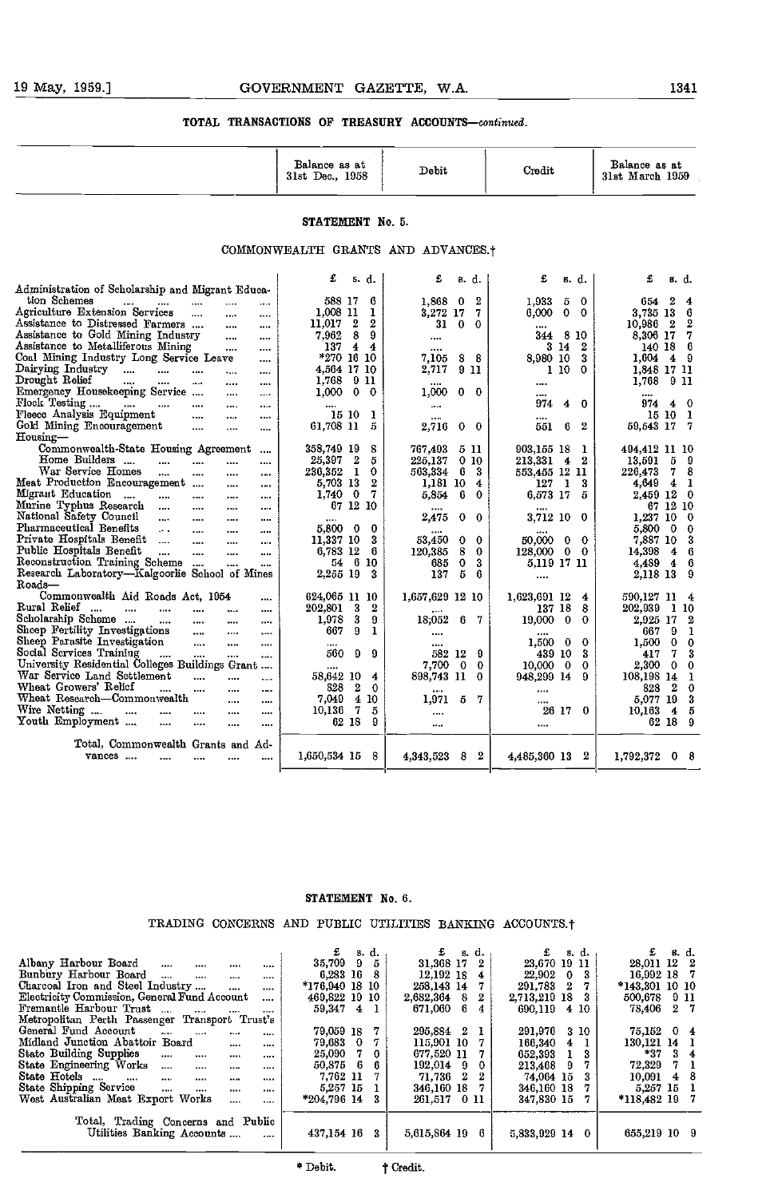## TOTAL TRANSACTIONS OF TREASURY ACCOUNTS—*continued*.

### STATEMENT No. 5.

#### COMMONWEALTH GRANTS AND ADVANCES.†

| | Balance as at 31st Dec., 1958 | Debit | Credit | Balance as at 31st March 1959 |
|---|---|---|---|---|
| | £ s. d. | £ s. d. | £ s. d. | £ s. d. |
| Administration of Scholarship and Migrant Education Schemes | 588 17 6 | 1,868 0 2 | 1,933 5 0 | 654 2 4 |
| Agriculture Extension Services | 1,008 11 1 | 3,272 17 7 | 6,000 0 0 | 3,735 13 6 |
| Assistance to Distressed Farmers | 11,017 2 2 | 31 0 0 | .... | 10,986 2 2 |
| Assistance to Gold Mining Industry | 7,962 8 9 | .... | 344 8 10 | 8,306 17 7 |
| Assistance to Metalliferous Mining | 137 4 4 | .... | 3 14 2 | 140 18 6 |
| Coal Mining Industry Long Service Leave | *270 16 10 | 7,105 8 8 | 8,980 10 3 | 1,604 4 9 |
| Dairying Industry | 4,564 17 10 | 2,717 9 11 | 1 10 0 | 1,848 17 11 |
| Drought Relief | 1,768 9 11 | .... | .... | 1,768 9 11 |
| Emergency Housekeeping Service | 1,000 0 0 | 1,000 0 0 | .... | .... |
| Flock Testing | .... | .... | 974 4 0 | 974 4 0 |
| Fleece Analysis Equipment | 15 10 1 | .... | .... | 15 10 1 |
| Gold Mining Encouragement | 61,708 11 5 | 2,716 0 0 | 551 6 2 | 59,543 17 7 |
| Housing— | | | | |
| Commonwealth-State Housing Agreement | 358,749 19 8 | 767,493 5 11 | 903,155 18 1 | 494,412 11 10 |
| Home Builders | 25,397 2 5 | 225,137 0 10 | 213,331 4 2 | 13,591 5 9 |
| War Service Homes | 236,352 1 0 | 563,334 6 3 | 553,455 12 11 | 226,473 7 8 |
| Meat Production Encouragement | 5,703 13 2 | 1,181 10 4 | 127 1 3 | 4,649 4 1 |
| Migrant Education | 1,740 0 7 | 5,854 6 0 | 6,573 17 5 | 2,459 12 0 |
| Murine Typhus Research | 67 12 10 | .... | .... | 67 12 10 |
| National Safety Council | .... | 2,475 0 0 | 3,712 10 0 | 1,237 10 0 |
| Pharmaceutical Benefits | 5,800 0 0 | .... | .... | 5,800 0 0 |
| Private Hospitals Benefit | 11,337 10 3 | 53,450 0 0 | 50,000 0 0 | 7,887 10 3 |
| Public Hospitals Benefit | 6,783 12 6 | 120,385 8 0 | 128,000 0 0 | 14,398 4 6 |
| Reconstruction Training Scheme | 54 6 10 | 685 0 3 | 5,119 17 11 | 4,489 4 6 |
| Research Laboratory—Kalgoorlie School of Mines | 2,255 19 3 | 137 5 6 | .... | 2,118 13 9 |
| Roads— | | | | |
| Commonwealth Aid Roads Act, 1954 | 624,065 11 10 | 1,657,629 12 10 | 1,623,691 12 4 | 590,127 11 4 |
| Rural Relief | 202,801 3 2 | .... | 137 18 8 | 202,939 1 10 |
| Scholarship Scheme | 1,978 3 9 | 18,052 6 7 | 19,000 0 0 | 2,925 17 2 |
| Sheep Fertility Investigations | 667 9 1 | .... | .... | 667 9 1 |
| Sheep Parasite Investigation | .... | .... | 1,500 0 0 | 1,500 0 0 |
| Social Services Training | 560 9 9 | 582 12 9 | 439 10 3 | 417 7 3 |
| University Residential Colleges Buildings Grant | .... | 7,700 0 0 | 10,000 0 0 | 2,300 0 0 |
| War Service Land Settlement | 58,642 10 4 | 898,743 11 0 | 948,299 14 9 | 108,198 14 1 |
| Wheat Growers' Relief | 828 2 0 | .... | .... | 828 2 0 |
| Wheat Research—Commonwealth | 7,049 4 10 | 1,971 5 7 | .... | 5,077 19 3 |
| Wire Netting | 10,136 7 5 | .... | 26 17 0 | 10,163 4 5 |
| Youth Employment | 62 18 9 | .... | .... | 62 18 9 |
| Total, Commonwealth Grants and Advances | 1,650,534 15 8 | 4,343,523 8 2 | 4,485,360 13 2 | 1,792,372 0 8 |

### STATEMENT No. 6.

#### TRADING CONCERNS AND PUBLIC UTILITIES BANKING ACCOUNTS.†

| | Balance as at 31st Dec., 1958 | Debit | Credit | Balance as at 31st March 1959 |
|---|---|---|---|---|
| | £ s. d. | £ s. d. | £ s. d. | £ s. d. |
| Albany Harbour Board | 35,709 9 5 | 31,368 17 2 | 23,670 19 11 | 28,011 12 2 |
| Bunbury Harbour Board | 6,233 16 8 | 12,192 18 4 | 22,902 0 3 | 16,992 18 7 |
| Charcoal Iron and Steel Industry | *176,940 18 10 | 258,143 14 7 | 291,783 2 7 | *143,301 10 10 |
| Electricity Commission, General Fund Account | 469,822 19 10 | 2,682,364 8 2 | 2,713,219 18 3 | 500,678 9 11 |
| Fremantle Harbour Trust | 59,347 4 1 | 671,060 6 4 | 690,119 4 10 | 78,406 2 7 |
| Metropolitan Perth Passenger Transport Trust's General Fund Account | 79,059 18 7 | 295,884 2 1 | 291,976 3 10 | 75,152 0 4 |
| Midland Junction Abattoir Board | 79,683 0 7 | 115,901 10 7 | 166,340 4 1 | 130,121 14 1 |
| State Building Supplies | 25,090 7 0 | 677,520 11 7 | 652,393 1 3 | *37 3 4 |
| State Engineering Works | 50,875 6 6 | 192,014 9 0 | 213,468 9 7 | 72,329 7 1 |
| State Hotels | 7,762 11 7 | 71,736 2 2 | 74,064 15 3 | 10,091 4 8 |
| State Shipping Service | 5,257 15 1 | 346,160 18 7 | 346,160 18 7 | 5,257 15 1 |
| West Australian Meat Export Works | *204,796 14 3 | 261,517 0 11 | 347,830 15 7 | *118,482 19 7 |
| Total, Trading Concerns and Public Utilities Banking Accounts | 437,154 16 3 | 5,615,864 19 6 | 5,833,929 14 0 | 655,219 10 9 |

\* Debit. † Credit.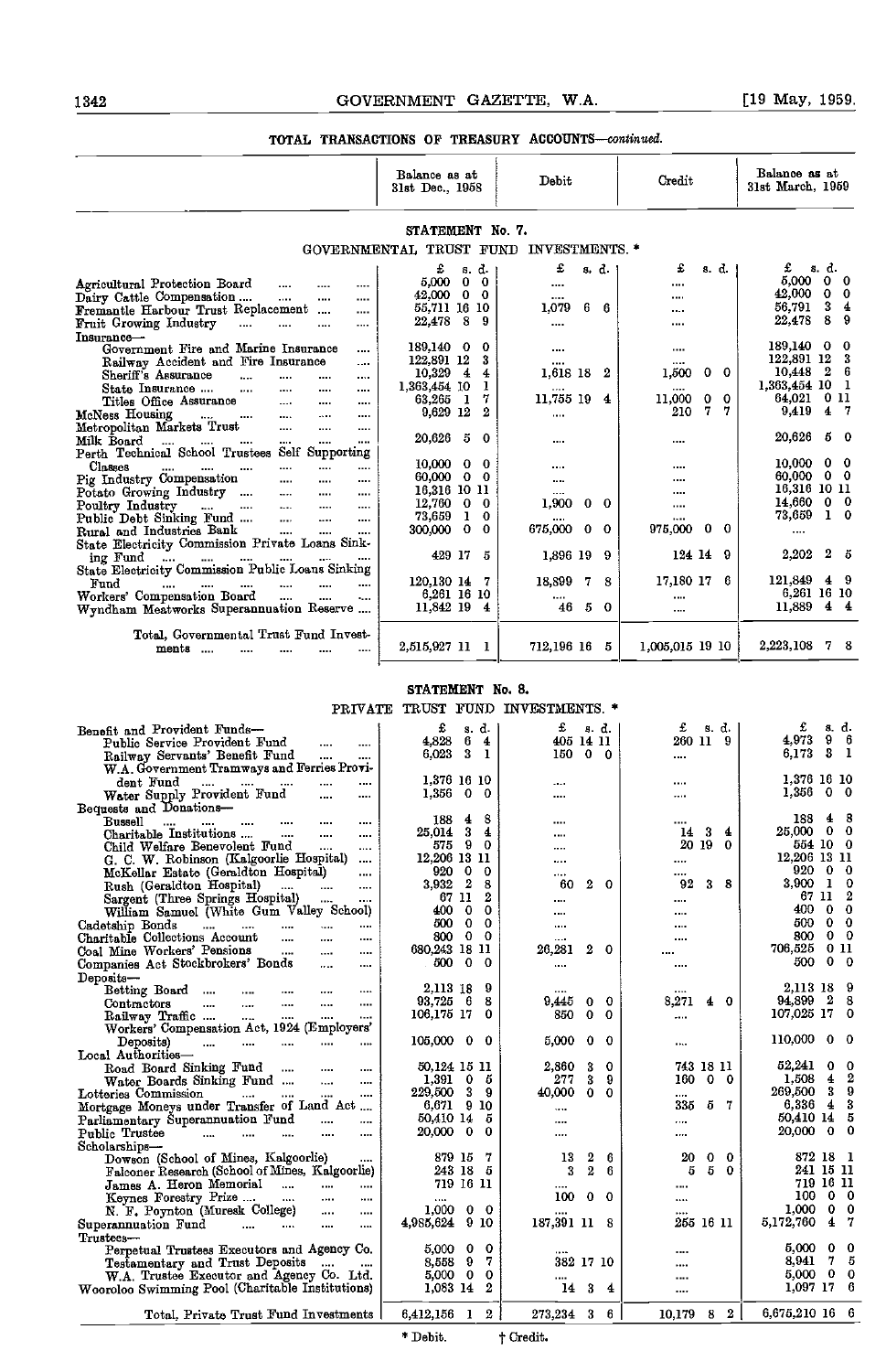## TOTAL TRANSACTIONS OF TREASURY ACCOUNTS—*continued.*

### STATEMENT No. 7.

#### GOVERNMENTAL TRUST FUND INVESTMENTS. *

| | Balance as at 31st Dec., 1958 | Debit | Credit | Balance as at 31st March, 1959 |
|---|---|---|---|---|
| | £ s. d. | £ s. d. | £ s. d. | £ s. d. |
| Agricultural Protection Board | 5,000 0 0 | .... | .... | 5,000 0 0 |
| Dairy Cattle Compensation | 42,000 0 0 | .... | .... | 42,000 0 0 |
| Fremantle Harbour Trust Replacement | 55,711 16 10 | 1,079 6 6 | .... | 56,791 3 4 |
| Fruit Growing Industry | 22,478 8 9 | .... | .... | 22,478 8 9 |
| Insurance— | | | | |
| Government Fire and Marine Insurance | 189,140 0 0 | .... | .... | 189,140 0 0 |
| Railway Accident and Fire Insurance | 122,891 12 3 | .... | .... | 122,891 12 3 |
| Sheriff's Assurance | 10,329 4 4 | 1,618 18 2 | 1,500 0 0 | 10,448 2 6 |
| State Insurance | 1,363,454 10 1 | .... | .... | 1,363,454 10 1 |
| Titles Office Assurance | 63,265 1 7 | 11,755 19 4 | 11,000 0 0 | 64,021 0 11 |
| McNess Housing | 9,629 12 2 | .... | 210 7 7 | 9,419 4 7 |
| Metropolitan Markets Trust | | | | |
| Milk Board | 20,626 5 0 | .... | .... | 20,626 5 0 |
| Perth Technical School Trustees Self Supporting Classes | 10,000 0 0 | .... | .... | 10,000 0 0 |
| Pig Industry Compensation | 60,000 0 0 | .... | .... | 60,000 0 0 |
| Potato Growing Industry | 16,316 10 11 | .... | .... | 16,316 10 11 |
| Poultry Industry | 12,760 0 0 | 1,900 0 0 | .... | 14,660 0 0 |
| Public Debt Sinking Fund | 73,659 1 0 | .... | .... | 73,659 1 0 |
| Rural and Industries Bank | 300,000 0 0 | 675,000 0 0 | 975,000 0 0 | .... |
| State Electricity Commission Private Loans Sinking Fund | 429 17 5 | 1,896 19 9 | 124 14 9 | 2,202 2 5 |
| State Electricity Commission Public Loans Sinking Fund | 120,130 14 7 | 18,899 7 8 | 17,180 17 6 | 121,849 4 9 |
| Workers' Compensation Board | 6,261 16 10 | .... | .... | 6,261 16 10 |
| Wyndham Meatworks Superannuation Reserve | 11,842 19 4 | 46 5 0 | .... | 11,889 4 4 |
| Total, Governmental Trust Fund Investments | 2,515,927 11 1 | 712,196 16 5 | 1,005,015 19 10 | 2,223,108 7 8 |

### STATEMENT No. 8.

#### PRIVATE TRUST FUND INVESTMENTS. *

| | Balance as at 31st Dec., 1958 | Debit | Credit | Balance as at 31st March, 1959 |
|---|---|---|---|---|
| | £ s. d. | £ s. d. | £ s. d. | £ s. d. |
| Benefit and Provident Funds— | | | | |
| Public Service Provident Fund | 4,828 6 4 | 405 14 11 | 260 11 9 | 4,973 9 6 |
| Railway Servants' Benefit Fund | 6,023 3 1 | 150 0 0 | .... | 6,173 3 1 |
| W.A. Government Tramways and Ferries Provident Fund | 1,376 16 10 | .... | .... | 1,376 16 10 |
| Water Supply Provident Fund | 1,356 0 0 | .... | .... | 1,356 0 0 |
| Bequests and Donations— | | | | |
| Bussell | 188 4 8 | .... | .... | 188 4 8 |
| Charitable Institutions | 25,014 3 4 | .... | 14 3 4 | 25,000 0 0 |
| Child Welfare Benevolent Fund | 575 9 0 | .... | 20 19 0 | 554 10 0 |
| G. C. W. Robinson (Kalgoorlie Hospital) | 12,206 13 11 | .... | .... | 12,206 13 11 |
| McKellar Estate (Geraldton Hospital) | 920 0 0 | .... | .... | 920 0 0 |
| Rush (Geraldton Hospital) | 3,932 2 8 | 60 2 0 | 92 3 8 | 3,900 1 0 |
| Sargent (Three Springs Hospital) | 67 11 2 | .... | .... | 67 11 2 |
| William Samuel (White Gum Valley School) | 400 0 0 | .... | .... | 400 0 0 |
| Cadetship Bonds | 500 0 0 | .... | .... | 500 0 0 |
| Charitable Collections Account | 800 0 0 | .... | .... | 800 0 0 |
| Coal Mine Workers' Pensions | 680,243 18 11 | 26,281 2 0 | .... | 706,525 0 11 |
| Companies Act Stockbrokers' Bonds | 500 0 0 | .... | .... | 500 0 0 |
| Deposits— | | | | |
| Betting Board | 2,113 18 9 | .... | .... | 2,113 18 9 |
| Contractors | 93,725 6 8 | 9,445 0 0 | 8,271 4 0 | 94,899 2 8 |
| Railway Traffic | 106,175 17 0 | 850 0 0 | .... | 107,025 17 0 |
| Workers' Compensation Act, 1924 (Employers' Deposits) | 105,000 0 0 | 5,000 0 0 | .... | 110,000 0 0 |
| Local Authorities— | | | | |
| Road Board Sinking Fund | 50,124 15 11 | 2,860 3 0 | 743 18 11 | 52,241 0 0 |
| Water Boards Sinking Fund | 1,391 0 5 | 277 3 9 | 160 0 0 | 1,508 4 2 |
| Lotteries Commission | 229,500 3 9 | 40,000 0 0 | .... | 269,500 3 9 |
| Mortgage Moneys under Transfer of Land Act | 6,671 9 10 | .... | 335 5 7 | 6,336 4 3 |
| Parliamentary Superannuation Fund | 50,410 14 5 | .... | .... | 50,410 14 5 |
| Public Trustee | 20,000 0 0 | .... | .... | 20,000 0 0 |
| Scholarships— | | | | |
| Dowson (School of Mines, Kalgoorlie) | 879 15 7 | 13 2 6 | 20 0 0 | 872 18 1 |
| Falconer Research (School of Mines, Kalgoorlie) | 243 18 5 | 3 2 6 | 5 5 0 | 241 15 11 |
| James A. Heron Memorial | 719 16 11 | .... | .... | 719 16 11 |
| Keynes Forestry Prize | .... | 100 0 0 | .... | 100 0 0 |
| N. F. Poynton (Muresk College) | 1,000 0 0 | .... | .... | 1,000 0 0 |
| Superannuation Fund | 4,985,624 9 10 | 187,391 11 8 | 255 16 11 | 5,172,760 4 7 |
| Trustees— | | | | |
| Perpetual Trustees Executors and Agency Co. | 5,000 0 0 | .... | .... | 5,000 0 0 |
| Testamentary and Trust Deposits | 8,558 9 7 | 382 17 10 | .... | 8,941 7 5 |
| W.A. Trustee Executor and Agency Co. Ltd. | 5,000 0 0 | .... | .... | 5,000 0 0 |
| Wooroloo Swimming Pool (Charitable Institutions) | 1,083 14 2 | 14 3 4 | .... | 1,097 17 6 |
| Total, Private Trust Fund Investments | 6,412,156 1 2 | 273,234 3 6 | 10,179 8 2 | 6,675,210 16 6 |

\* Debit. † Credit.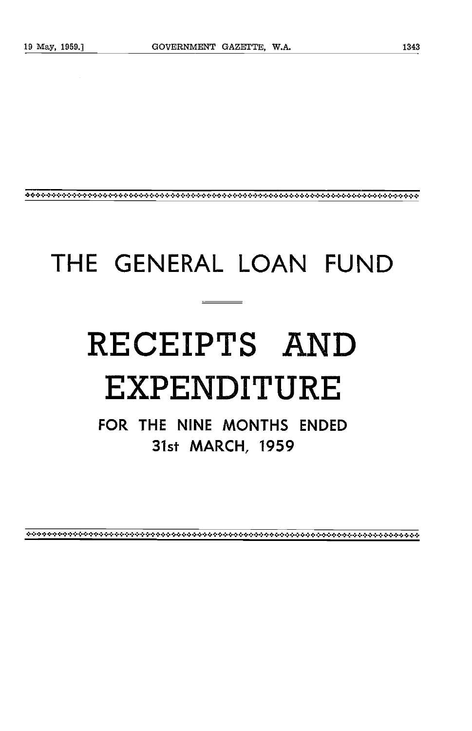# THE GENERAL LOAN FUND

# RECEIPTS AND EXPENDITURE

## FOR THE NINE MONTHS ENDED 31st MARCH, 1959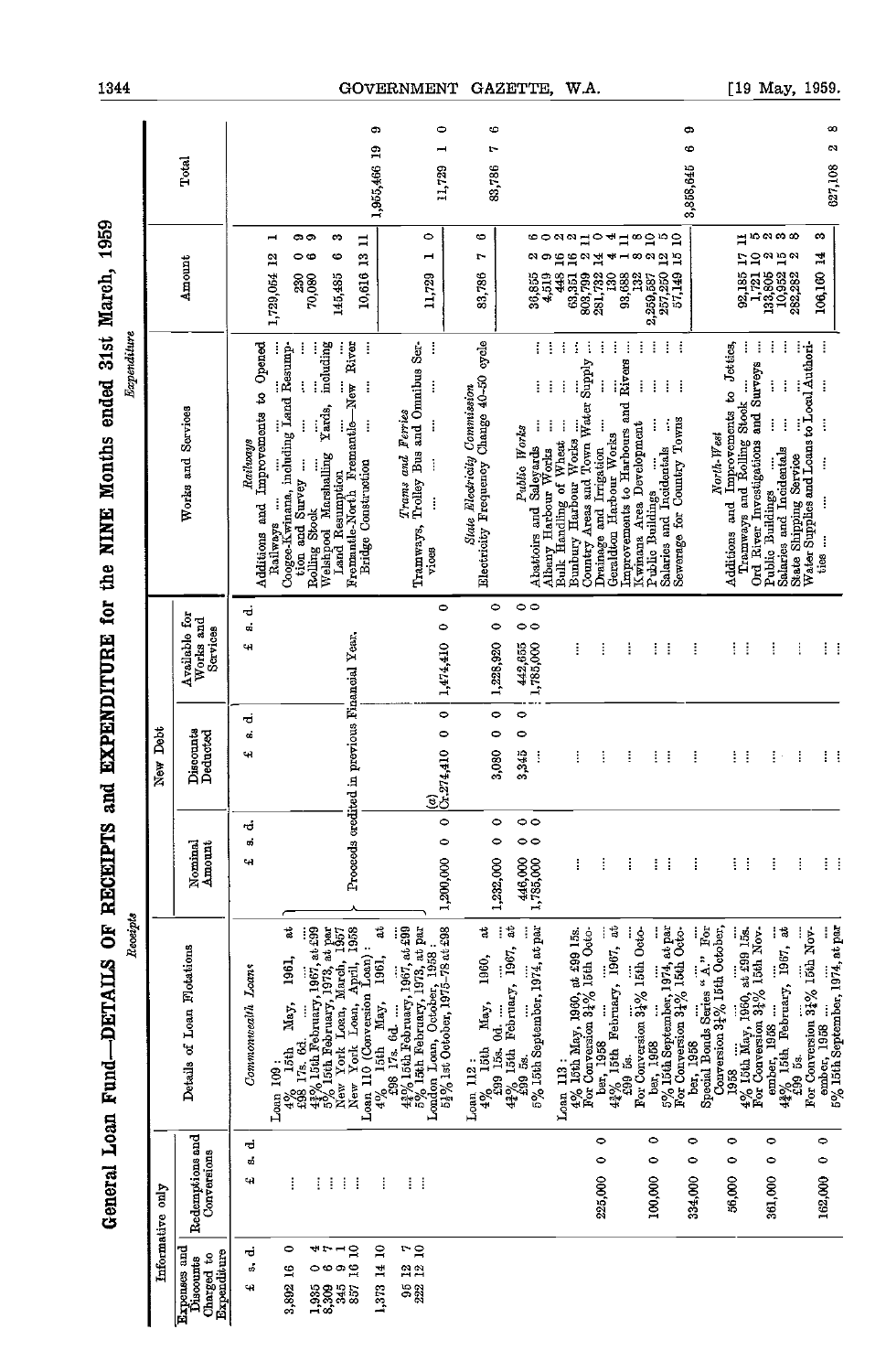# General Loan Fund—DETAILS OF RECEIPTS and EXPENDITURE for the NINE Months ended 31st March, 1959

## Receipts

| Informative only | | Details of Loan Flotations | New Debt | | |
|---|---|---|---|---|---|
| Expenses and Discounts Charged to Expenditure | Redemptions and Conversions | | Nominal Amount | Discounts Deducted | Available for Works and Services |
| £ s. d. | £ s. d. | | £ s. d. | £ s. d. | £ s. d. |
| | | *Commonwealth Loans* | | | |
| | | Loan 109: | | | |
| 3,892 16 0 | ... | 4% 15th May, 1961, at £98 17s. 6d. ... | Proceeds credited in previous Financial Year. | | |
| 1,935 0 4 | ... | 4½% 15th February, 1967, at £99 | | | |
| 8,309 6 7 | ... | 5% 15th February, 1973, at par | | | |
| 345 9 1 | ... | New York Loan, March, 1957 | | | |
| 837 16 10 | ... | New York Loan, April, 1958 | | | |
| | | Loan 110 (Conversion Loan): | | | |
| 1,373 14 10 | ... | 4% 15th May, 1961, at £98 17s. 6d. ... | | | |
| | ... | 4½% 15th February, 1967, at £99 | | | |
| 95 12 7 | ... | 5% 15th February, 1973, at par | | | |
| 222 12 10 | | London Loan, October, 1958: 5½% 1st October, 1975-78 at £98 | 1,200,000 0 0 | (a) Cr.274,410 0 0 | 1,474,410 0 0 |
| | | Loan 112: | | | |
| | | 4% 15th May, 1960, at £99 15s. 0d. ... | 1,232,000 0 0 | 3,080 0 0 | 1,228,920 0 0 |
| | | 4½% 15th February, 1967, at £99 5s. | 446,000 0 0 | 3,345 0 0 | 442,655 0 0 |
| | | 5% 15th September, 1974, at par | 1,785,000 0 0 | ... | 1,785,000 0 0 |
| | | Loan 113: | | | |
| | | 4% 15th May, 1960, at £99 15s. | ... | ... | ... |
| | 225,000 0 0 | For Conversion 3¼% 15th October, 1958 ... | ... | ... | ... |
| | | 4½% 15th February, 1967, at £99 5s. | ... | ... | ... |
| | 100,000 0 0 | For Conversion 3¼% 15th October, 1958 ... | ... | ... | ... |
| | | 5% 15th September, 1974, at par | ... | ... | ... |
| | 334,000 0 0 | For Conversion 3¼% 15th October, 1958 ... | ... | ... | ... |
| | 56,000 0 0 | Special Bonds Series "A." For Conversion 3¼% 15th October, 1958 ... | ... | ... | ... |
| | | 4% 15th May, 1960, at £99 15s. | ... | ... | ... |
| | 361,000 0 0 | For Conversion 3¼% 15th November, 1958 ... | ... | ... | ... |
| | | 4½% 15th February, 1967, at £99 5s. | ... | ... | ... |
| | 162,000 0 0 | For Conversion 3¼% 15th November, 1958 ... | ... | ... | ... |
| | | 5% 15th September, 1974, at par | ... | ... | ... |

## Expenditure

| Works and Services | Amount | Total |
|---|---|---|
| | £ s. d. | £ s. d. |
| *Railways* | | |
| Additions and Improvements to Opened Railways ... | 1,729,054 12 1 | |
| Coogee-Kwinana, including Land Resumption and Survey ... | 230 0 9 | |
| Rolling Stock ... | 70,080 6 9 | |
| Welshpool Marshalling Yards, including Land Resumption ... | 145,485 6 3 | |
| Fremantle-North Fremantle—New River Bridge Construction ... | 10,616 13 11 | 1,955,466 19 9 |
| *Trams and Ferries* | | |
| Tramways, Trolley Bus and Omnibus Services ... | 11,729 1 0 | 11,729 1 0 |
| *State Electricity Commission* | | |
| Electricity Frequency Change 40-50 cycle | 83,786 7 6 | 83,786 7 6 |
| *Public Works* | | |
| Abattoirs and Saleyards ... | 36,855 2 6 | |
| Albany Harbour Works ... | 4,519 9 0 | |
| Bulk Handling of Wheat ... | 448 16 0 | |
| Bunbury Harbour Works ... | 63,351 16 2 | |
| Country Areas and Town Water Supply ... | 803,799 2 11 | |
| Drainage and Irrigation ... | 281,732 14 0 | |
| Geraldton Harbour Works ... | 130 4 4 | |
| Improvements to Harbours and Rivers ... | 93,688 1 11 | |
| Kwinana Area Development ... | 132 8 8 | |
| Public Buildings ... | 2,259,587 2 10 | |
| Salaries and Incidentals ... | 257,250 12 5 | |
| Sewerage for Country Towns ... | 57,149 15 10 | 3,858,645 6 9 |
| *North-West* | | |
| Additions and Improvements to Jetties, Tramways and Rolling Stock ... | 92,185 17 11 | |
| Ord River Investigations and Surveys ... | 1,721 10 5 | |
| Public Buildings ... | 133,805 2 2 | |
| Salaries and Incidentals ... | 10,952 15 3 | |
| State Shipping Service ... | 282,282 2 8 | |
| Water Supplies and Loans to Local Authorities ... | 106,160 14 3 | 627,108 2 8 |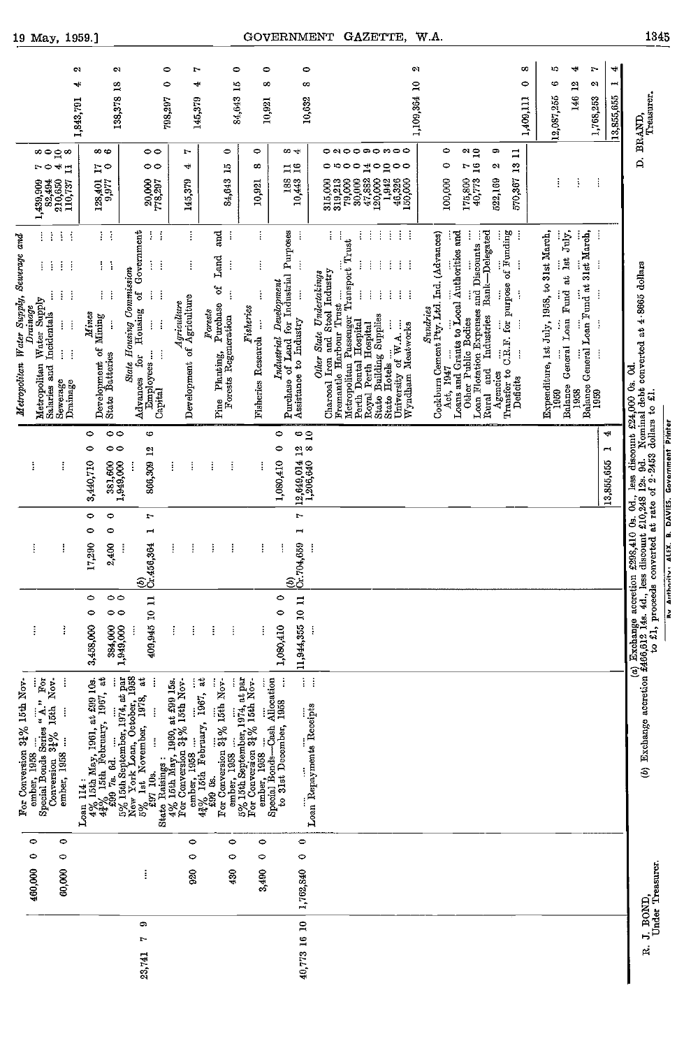| | | | | | |
|---|---|---|---|---|---|
| | 460,000 0 0 | For Conversion 3¼% 15th November, 1958 ... | | | |
| | 60,000 0 0 | Special Bonds Series "A." For Conversion 3¼% 15th November, 1958 ... | | | |
| | | Loan 114 : | | | |
| | | 4% 15th May, 1961, at £99 10s. | 3,458,000 0 0 | 17,290 0 0 | 3,440,710 0 0 |
| | | 4¼% 15th February, 1967, at £99 7s. 6d. ... | 384,000 0 0 | 2,400 0 0 | 381,600 0 0 |
| | | 5% 15th September, 1974, at par | 1,949,000 0 0 | ... | 1,949,000 0 0 |
| 23,741 7 9 | ... | New York Loan, October, 1958 | ... | | ... |
| | | 5% 1st November, 1978, at £97 10s. ... | 409,945 10 11 | (b) Cr.456,364 1 7 | 866,309 12 6 |
| | | State Raisings : | | | |
| | 920 0 0 | 4% 15th May, 1960, at £99 15s. For Conversion 3¼% 15th November, 1958 ... | ... | ... | ... |
| | 430 0 0 | 4¼% 15th February, 1967, at £99 6s. For Conversion 3¼% 15th November, 1958 ... | ... | ... | ... |
| | 3,490 0 0 | 5% 15th September, 1974, at par For Conversion 3¼% 15th November, 1958 ... | ... | ... | ... |
| | | Special Bonds—Cash Allocation to 31st December, 1958 ... | 1,080,410 0 0 | ... | 1,080,410 0 0 |
| 40,773 16 10 | 1,762,840 0 0 | ... | 11,944,355 10 11 | (b) Cr.704,659 1 7 | 12,649,014 12 6 |
| | | Loan Repayments Receipts | ... | ... | 1,206,640 8 10 |
| | | | | | 13,855,655 1 4 |

| | | |
|---|---|---|
| *Metropolitan Water Supply, Sewerage and Drainage* | | |
| Metropolitan Water Supply ... | 1,439,909 7 8 | |
| Salaries and Incidentals ... | 82,494 0 0 | |
| Sewerage ... | 210,650 4 10 | |
| Drainage ... | 110,737 11 8 | 1,843,791 4 2 |
| *Mines* | | |
| Development of Mining ... | 128,401 17 8 | |
| State Batteries ... | 9,977 0 6 | 138,378 18 2 |
| *State Housing Commission* | | |
| Advances for Housing of Government Employees ... | 20,000 0 0 | |
| Capital ... | 778,297 0 0 | 798,297 0 0 |
| *Agriculture* | | |
| Development of Agriculture ... | 145,379 4 7 | 145,379 4 7 |
| *Forests* | | |
| Pine Planting, Purchase of Land and Forests Regeneration ... | 84,643 15 0 | 84,643 15 0 |
| *Fisheries* | | |
| Fisheries Research ... | 10,921 8 0 | 10,921 8 0 |
| *Industrial Development* | | |
| Purchase of Land for Industrial Purposes | 188 11 8 | |
| Assistance to Industry ... | 10,443 16 4 | 10,632 8 0 |
| *Other State Undertakings* | | |
| Charcoal Iron and Steel Industry ... | 315,000 0 0 | |
| Fremantle Harbour Trust ... | 319,213 5 2 | |
| Metropolitan Passenger Transport Trust | 79,000 0 0 | |
| Perth Dental Hospital ... | 30,000 0 0 | |
| Royal Perth Hospital ... | 47,832 14 9 | |
| State Building Supplies ... | 120,000 0 0 | |
| State Hotels ... | 1,942 10 3 | |
| University of W.A. ... | 46,326 0 0 | |
| Wyndham Meatworks ... | 150,000 0 0 | 1,109,364 10 2 |
| *Sundries* | | |
| Cockburn Cement Pty. Ltd. Ind. (Advances) Act, 1947 ... | 100,000 0 0 | |
| Loans and Grants to Local Authorities and Other Public Bodies ... | 175,800 7 2 | |
| Loan Flotation Expenses and Discounts ... | 40,773 16 10 | |
| Rural and Industries Bank—Delegated Agencies ... | 522,169 2 9 | |
| Transfer to C.R.F. for purpose of Funding Deficits ... | 570,367 13 11 | 1,409,111 0 8 |
| Expenditure, 1st July, 1958, to 31st March, 1959 ... | ... | 12,087,255 6 5 |
| Balance General Loan Fund at 1st July, 1958 ... | ... | 146 12 4 |
| Balance General Loan Fund at 31st March, 1959 ... | ... | 1,768,253 2 7 |
| | | 13,855,655 1 4 |

(a) Exchange accretion £298,410 0s. 0d., less discount £24,000 0s. 0d.

(b) Exchange accretion £466,612 14s. 4d., less discount £10,248 12s. 9d. Nominal debt converted at 4·8665 dollars to £1, proceeds converted at rate of 2·2453 dollars to £1.

R. J. BOND,
Under Treasurer.

D. BRAND,
Treasurer.